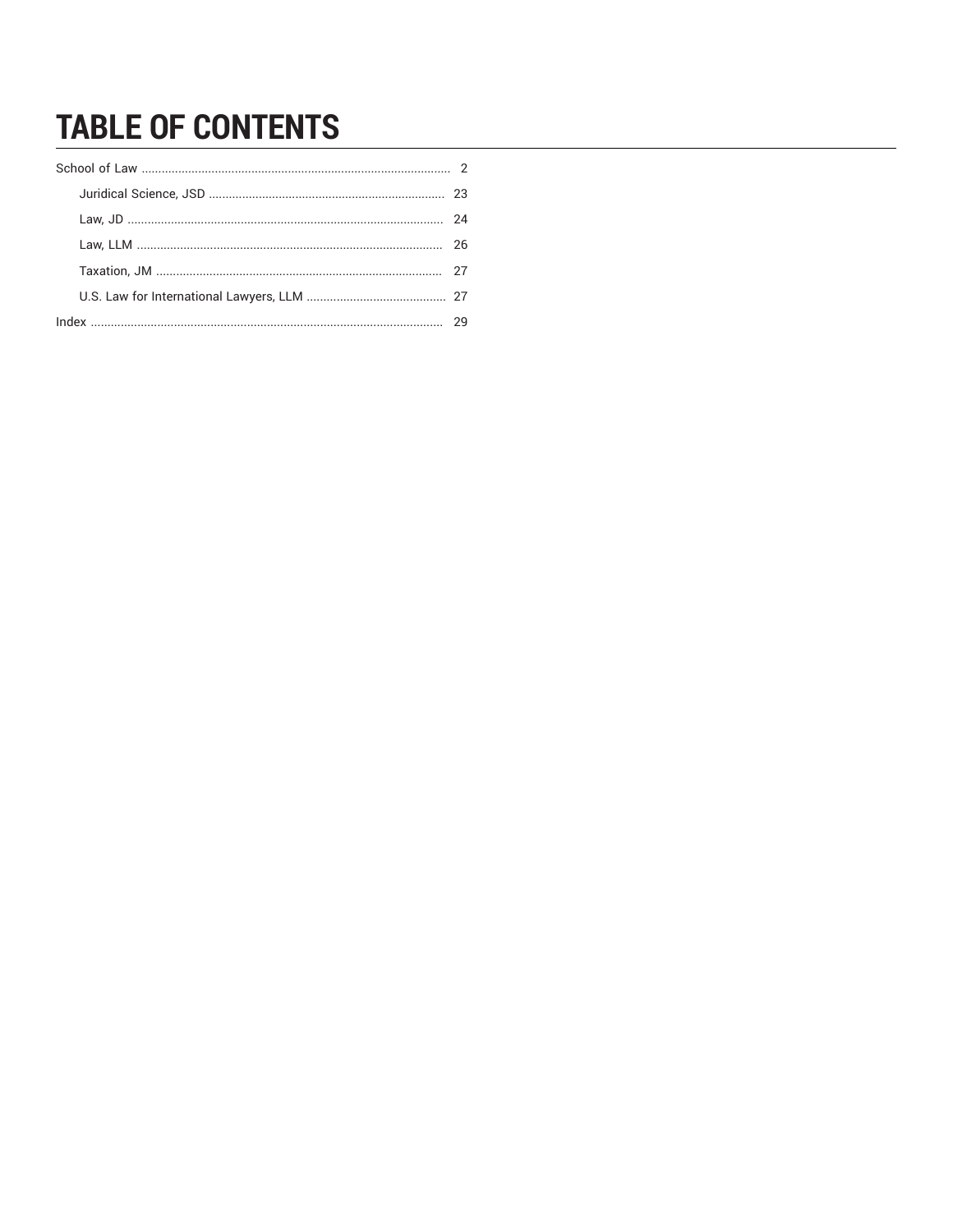# TABLE OF CONTENTS

- School of Law ... 2
  - Juridical Science, JSD ... 23
  - Law, JD ... 24
  - Law, LLM ... 26
  - Taxation, JM ... 27
  - U.S. Law for International Lawyers, LLM ... 27
- Index ... 29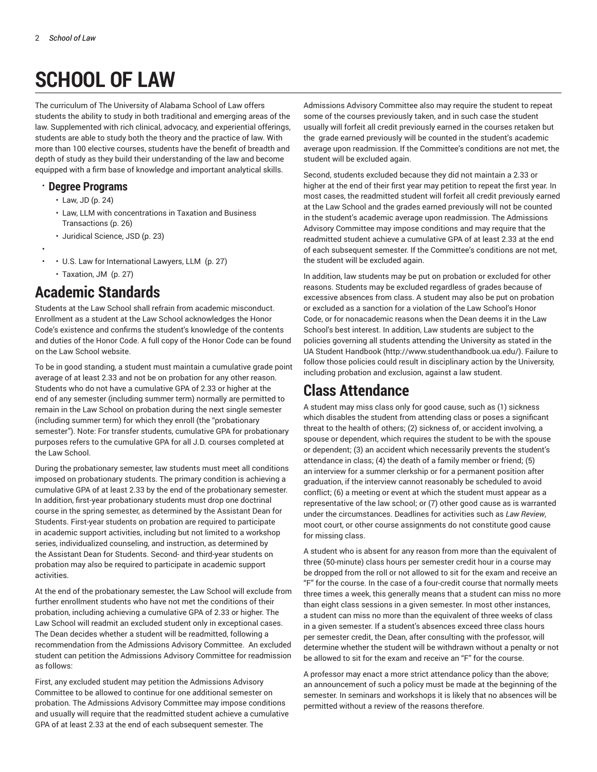# SCHOOL OF LAW

The curriculum of The University of Alabama School of Law offers students the ability to study in both traditional and emerging areas of the law. Supplemented with rich clinical, advocacy, and experiential offerings, students are able to study both the theory and the practice of law. With more than 100 elective courses, students have the benefit of breadth and depth of study as they build their understanding of the law and become equipped with a firm base of knowledge and important analytical skills.

- **Degree Programs**
  - Law, JD (p. 24)
  - Law, LLM with concentrations in Taxation and Business Transactions (p. 26)
  - Juridical Science, JSD (p. 23)
- 
- 
  - U.S. Law for International Lawyers, LLM (p. 27)
  - Taxation, JM (p. 27)

## Academic Standards

Students at the Law School shall refrain from academic misconduct. Enrollment as a student at the Law School acknowledges the Honor Code's existence and confirms the student's knowledge of the contents and duties of the Honor Code. A full copy of the Honor Code can be found on the Law School website.

To be in good standing, a student must maintain a cumulative grade point average of at least 2.33 and not be on probation for any other reason. Students who do not have a cumulative GPA of 2.33 or higher at the end of any semester (including summer term) normally are permitted to remain in the Law School on probation during the next single semester (including summer term) for which they enroll (the "probationary semester"). Note: For transfer students, cumulative GPA for probationary purposes refers to the cumulative GPA for all J.D. courses completed at the Law School.

During the probationary semester, law students must meet all conditions imposed on probationary students. The primary condition is achieving a cumulative GPA of at least 2.33 by the end of the probationary semester. In addition, first-year probationary students must drop one doctrinal course in the spring semester, as determined by the Assistant Dean for Students. First-year students on probation are required to participate in academic support activities, including but not limited to a workshop series, individualized counseling, and instruction, as determined by the Assistant Dean for Students. Second- and third-year students on probation may also be required to participate in academic support activities.

At the end of the probationary semester, the Law School will exclude from further enrollment students who have not met the conditions of their probation, including achieving a cumulative GPA of 2.33 or higher. The Law School will readmit an excluded student only in exceptional cases. The Dean decides whether a student will be readmitted, following a recommendation from the Admissions Advisory Committee. An excluded student can petition the Admissions Advisory Committee for readmission as follows:

First, any excluded student may petition the Admissions Advisory Committee to be allowed to continue for one additional semester on probation. The Admissions Advisory Committee may impose conditions and usually will require that the readmitted student achieve a cumulative GPA of at least 2.33 at the end of each subsequent semester. The Admissions Advisory Committee also may require the student to repeat some of the courses previously taken, and in such case the student usually will forfeit all credit previously earned in the courses retaken but the grade earned previously will be counted in the student's academic average upon readmission. If the Committee's conditions are not met, the student will be excluded again.

Second, students excluded because they did not maintain a 2.33 or higher at the end of their first year may petition to repeat the first year. In most cases, the readmitted student will forfeit all credit previously earned at the Law School and the grades earned previously will not be counted in the student's academic average upon readmission. The Admissions Advisory Committee may impose conditions and may require that the readmitted student achieve a cumulative GPA of at least 2.33 at the end of each subsequent semester. If the Committee's conditions are not met, the student will be excluded again.

In addition, law students may be put on probation or excluded for other reasons. Students may be excluded regardless of grades because of excessive absences from class. A student may also be put on probation or excluded as a sanction for a violation of the Law School's Honor Code, or for nonacademic reasons when the Dean deems it in the Law School's best interest. In addition, Law students are subject to the policies governing all students attending the University as stated in the UA Student Handbook (http://www.studenthandbook.ua.edu/). Failure to follow those policies could result in disciplinary action by the University, including probation and exclusion, against a law student.

## Class Attendance

A student may miss class only for good cause, such as (1) sickness which disables the student from attending class or poses a significant threat to the health of others; (2) sickness of, or accident involving, a spouse or dependent, which requires the student to be with the spouse or dependent; (3) an accident which necessarily prevents the student's attendance in class; (4) the death of a family member or friend; (5) an interview for a summer clerkship or for a permanent position after graduation, if the interview cannot reasonably be scheduled to avoid conflict; (6) a meeting or event at which the student must appear as a representative of the law school; or (7) other good cause as is warranted under the circumstances. Deadlines for activities such as *Law Review*, moot court, or other course assignments do not constitute good cause for missing class.

A student who is absent for any reason from more than the equivalent of three (50-minute) class hours per semester credit hour in a course may be dropped from the roll or not allowed to sit for the exam and receive an "F" for the course. In the case of a four-credit course that normally meets three times a week, this generally means that a student can miss no more than eight class sessions in a given semester. In most other instances, a student can miss no more than the equivalent of three weeks of class in a given semester. If a student's absences exceed three class hours per semester credit, the Dean, after consulting with the professor, will determine whether the student will be withdrawn without a penalty or not be allowed to sit for the exam and receive an "F" for the course.

A professor may enact a more strict attendance policy than the above; an announcement of such a policy must be made at the beginning of the semester. In seminars and workshops it is likely that no absences will be permitted without a review of the reasons therefore.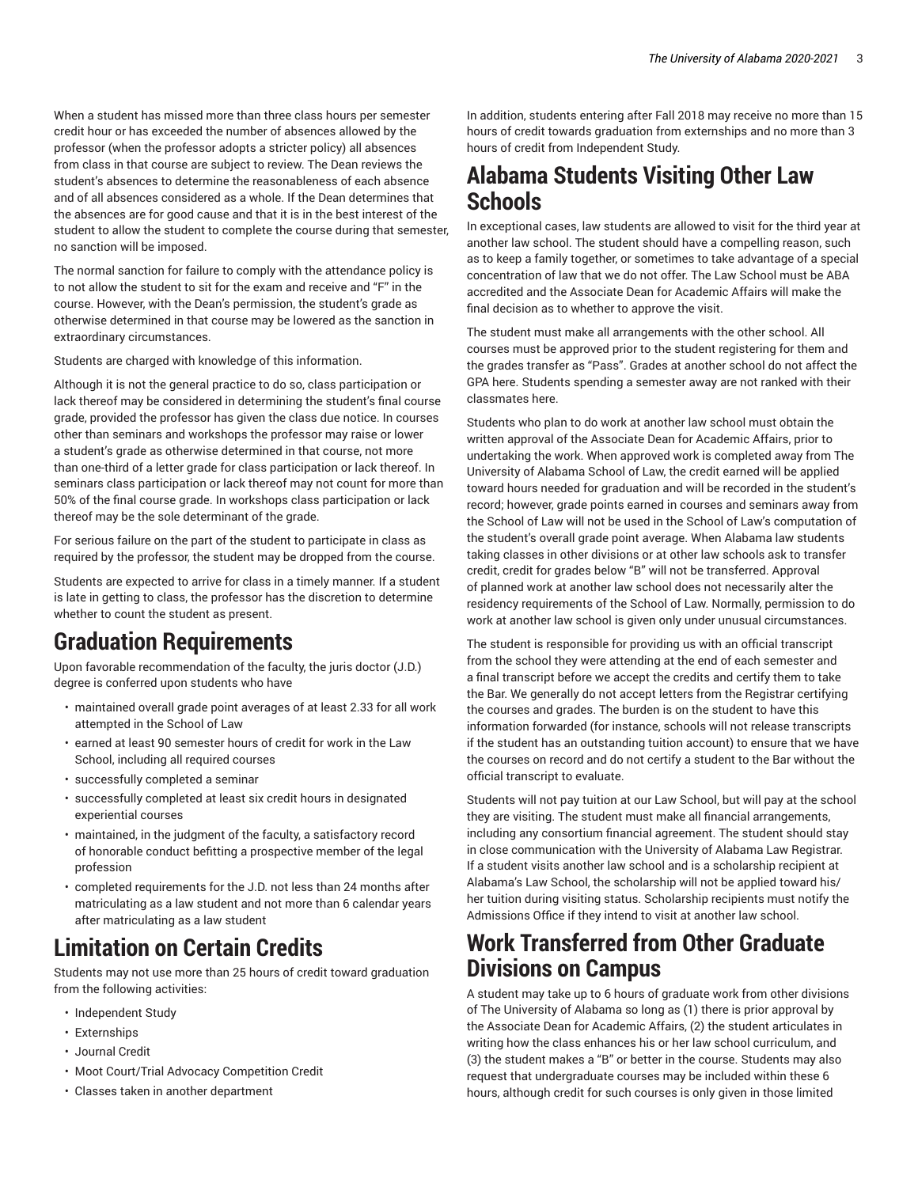When a student has missed more than three class hours per semester credit hour or has exceeded the number of absences allowed by the professor (when the professor adopts a stricter policy) all absences from class in that course are subject to review. The Dean reviews the student's absences to determine the reasonableness of each absence and of all absences considered as a whole. If the Dean determines that the absences are for good cause and that it is in the best interest of the student to allow the student to complete the course during that semester, no sanction will be imposed.

The normal sanction for failure to comply with the attendance policy is to not allow the student to sit for the exam and receive and "F" in the course. However, with the Dean's permission, the student's grade as otherwise determined in that course may be lowered as the sanction in extraordinary circumstances.

Students are charged with knowledge of this information.

Although it is not the general practice to do so, class participation or lack thereof may be considered in determining the student's final course grade, provided the professor has given the class due notice. In courses other than seminars and workshops the professor may raise or lower a student's grade as otherwise determined in that course, not more than one-third of a letter grade for class participation or lack thereof. In seminars class participation or lack thereof may not count for more than 50% of the final course grade. In workshops class participation or lack thereof may be the sole determinant of the grade.

For serious failure on the part of the student to participate in class as required by the professor, the student may be dropped from the course.

Students are expected to arrive for class in a timely manner. If a student is late in getting to class, the professor has the discretion to determine whether to count the student as present.

## Graduation Requirements

Upon favorable recommendation of the faculty, the juris doctor (J.D.) degree is conferred upon students who have

- maintained overall grade point averages of at least 2.33 for all work attempted in the School of Law
- earned at least 90 semester hours of credit for work in the Law School, including all required courses
- successfully completed a seminar
- successfully completed at least six credit hours in designated experiential courses
- maintained, in the judgment of the faculty, a satisfactory record of honorable conduct befitting a prospective member of the legal profession
- completed requirements for the J.D. not less than 24 months after matriculating as a law student and not more than 6 calendar years after matriculating as a law student

## Limitation on Certain Credits

Students may not use more than 25 hours of credit toward graduation from the following activities:

- Independent Study
- Externships
- Journal Credit
- Moot Court/Trial Advocacy Competition Credit
- Classes taken in another department

In addition, students entering after Fall 2018 may receive no more than 15 hours of credit towards graduation from externships and no more than 3 hours of credit from Independent Study.

## Alabama Students Visiting Other Law Schools

In exceptional cases, law students are allowed to visit for the third year at another law school. The student should have a compelling reason, such as to keep a family together, or sometimes to take advantage of a special concentration of law that we do not offer. The Law School must be ABA accredited and the Associate Dean for Academic Affairs will make the final decision as to whether to approve the visit.

The student must make all arrangements with the other school. All courses must be approved prior to the student registering for them and the grades transfer as "Pass". Grades at another school do not affect the GPA here. Students spending a semester away are not ranked with their classmates here.

Students who plan to do work at another law school must obtain the written approval of the Associate Dean for Academic Affairs, prior to undertaking the work. When approved work is completed away from The University of Alabama School of Law, the credit earned will be applied toward hours needed for graduation and will be recorded in the student's record; however, grade points earned in courses and seminars away from the School of Law will not be used in the School of Law's computation of the student's overall grade point average. When Alabama law students taking classes in other divisions or at other law schools ask to transfer credit, credit for grades below "B" will not be transferred. Approval of planned work at another law school does not necessarily alter the residency requirements of the School of Law. Normally, permission to do work at another law school is given only under unusual circumstances.

The student is responsible for providing us with an official transcript from the school they were attending at the end of each semester and a final transcript before we accept the credits and certify them to take the Bar. We generally do not accept letters from the Registrar certifying the courses and grades. The burden is on the student to have this information forwarded (for instance, schools will not release transcripts if the student has an outstanding tuition account) to ensure that we have the courses on record and do not certify a student to the Bar without the official transcript to evaluate.

Students will not pay tuition at our Law School, but will pay at the school they are visiting. The student must make all financial arrangements, including any consortium financial agreement. The student should stay in close communication with the University of Alabama Law Registrar. If a student visits another law school and is a scholarship recipient at Alabama's Law School, the scholarship will not be applied toward his/her tuition during visiting status. Scholarship recipients must notify the Admissions Office if they intend to visit at another law school.

## Work Transferred from Other Graduate Divisions on Campus

A student may take up to 6 hours of graduate work from other divisions of The University of Alabama so long as (1) there is prior approval by the Associate Dean for Academic Affairs, (2) the student articulates in writing how the class enhances his or her law school curriculum, and (3) the student makes a "B" or better in the course. Students may also request that undergraduate courses may be included within these 6 hours, although credit for such courses is only given in those limited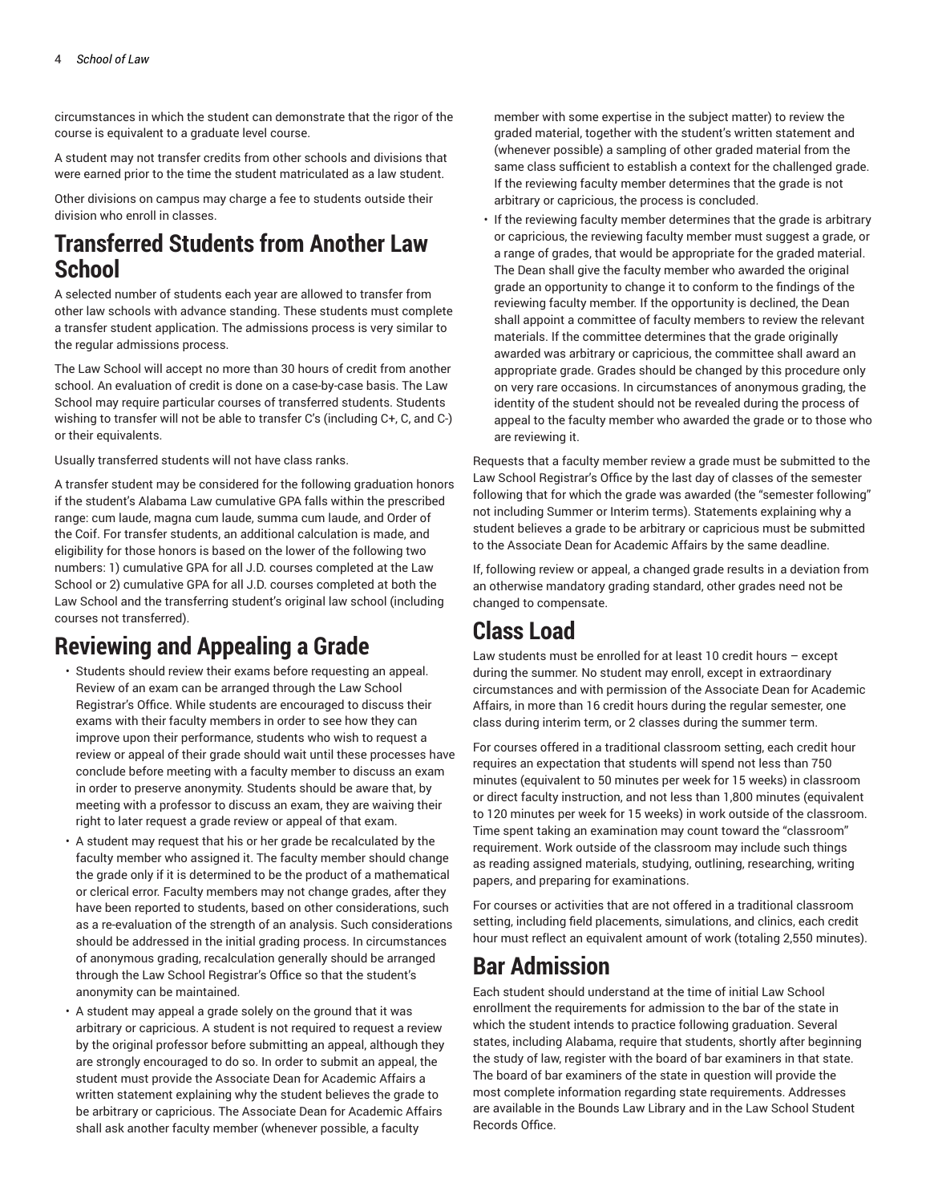circumstances in which the student can demonstrate that the rigor of the course is equivalent to a graduate level course.

A student may not transfer credits from other schools and divisions that were earned prior to the time the student matriculated as a law student.

Other divisions on campus may charge a fee to students outside their division who enroll in classes.

## Transferred Students from Another Law School

A selected number of students each year are allowed to transfer from other law schools with advance standing. These students must complete a transfer student application. The admissions process is very similar to the regular admissions process.

The Law School will accept no more than 30 hours of credit from another school. An evaluation of credit is done on a case-by-case basis. The Law School may require particular courses of transferred students. Students wishing to transfer will not be able to transfer C's (including C+, C, and C-) or their equivalents.

Usually transferred students will not have class ranks.

A transfer student may be considered for the following graduation honors if the student's Alabama Law cumulative GPA falls within the prescribed range: cum laude, magna cum laude, summa cum laude, and Order of the Coif. For transfer students, an additional calculation is made, and eligibility for those honors is based on the lower of the following two numbers: 1) cumulative GPA for all J.D. courses completed at the Law School or 2) cumulative GPA for all J.D. courses completed at both the Law School and the transferring student's original law school (including courses not transferred).

## Reviewing and Appealing a Grade

- Students should review their exams before requesting an appeal. Review of an exam can be arranged through the Law School Registrar's Office. While students are encouraged to discuss their exams with their faculty members in order to see how they can improve upon their performance, students who wish to request a review or appeal of their grade should wait until these processes have conclude before meeting with a faculty member to discuss an exam in order to preserve anonymity. Students should be aware that, by meeting with a professor to discuss an exam, they are waiving their right to later request a grade review or appeal of that exam.
- A student may request that his or her grade be recalculated by the faculty member who assigned it. The faculty member should change the grade only if it is determined to be the product of a mathematical or clerical error. Faculty members may not change grades, after they have been reported to students, based on other considerations, such as a re-evaluation of the strength of an analysis. Such considerations should be addressed in the initial grading process. In circumstances of anonymous grading, recalculation generally should be arranged through the Law School Registrar's Office so that the student's anonymity can be maintained.
- A student may appeal a grade solely on the ground that it was arbitrary or capricious. A student is not required to request a review by the original professor before submitting an appeal, although they are strongly encouraged to do so. In order to submit an appeal, the student must provide the Associate Dean for Academic Affairs a written statement explaining why the student believes the grade to be arbitrary or capricious. The Associate Dean for Academic Affairs shall ask another faculty member (whenever possible, a faculty member with some expertise in the subject matter) to review the graded material, together with the student's written statement and (whenever possible) a sampling of other graded material from the same class sufficient to establish a context for the challenged grade. If the reviewing faculty member determines that the grade is not arbitrary or capricious, the process is concluded.
- If the reviewing faculty member determines that the grade is arbitrary or capricious, the reviewing faculty member must suggest a grade, or a range of grades, that would be appropriate for the graded material. The Dean shall give the faculty member who awarded the original grade an opportunity to change it to conform to the findings of the reviewing faculty member. If the opportunity is declined, the Dean shall appoint a committee of faculty members to review the relevant materials. If the committee determines that the grade originally awarded was arbitrary or capricious, the committee shall award an appropriate grade. Grades should be changed by this procedure only on very rare occasions. In circumstances of anonymous grading, the identity of the student should not be revealed during the process of appeal to the faculty member who awarded the grade or to those who are reviewing it.

Requests that a faculty member review a grade must be submitted to the Law School Registrar's Office by the last day of classes of the semester following that for which the grade was awarded (the "semester following" not including Summer or Interim terms). Statements explaining why a student believes a grade to be arbitrary or capricious must be submitted to the Associate Dean for Academic Affairs by the same deadline.

If, following review or appeal, a changed grade results in a deviation from an otherwise mandatory grading standard, other grades need not be changed to compensate.

## Class Load

Law students must be enrolled for at least 10 credit hours – except during the summer. No student may enroll, except in extraordinary circumstances and with permission of the Associate Dean for Academic Affairs, in more than 16 credit hours during the regular semester, one class during interim term, or 2 classes during the summer term.

For courses offered in a traditional classroom setting, each credit hour requires an expectation that students will spend not less than 750 minutes (equivalent to 50 minutes per week for 15 weeks) in classroom or direct faculty instruction, and not less than 1,800 minutes (equivalent to 120 minutes per week for 15 weeks) in work outside of the classroom. Time spent taking an examination may count toward the "classroom" requirement. Work outside of the classroom may include such things as reading assigned materials, studying, outlining, researching, writing papers, and preparing for examinations.

For courses or activities that are not offered in a traditional classroom setting, including field placements, simulations, and clinics, each credit hour must reflect an equivalent amount of work (totaling 2,550 minutes).

## Bar Admission

Each student should understand at the time of initial Law School enrollment the requirements for admission to the bar of the state in which the student intends to practice following graduation. Several states, including Alabama, require that students, shortly after beginning the study of law, register with the board of bar examiners in that state. The board of bar examiners of the state in question will provide the most complete information regarding state requirements. Addresses are available in the Bounds Law Library and in the Law School Student Records Office.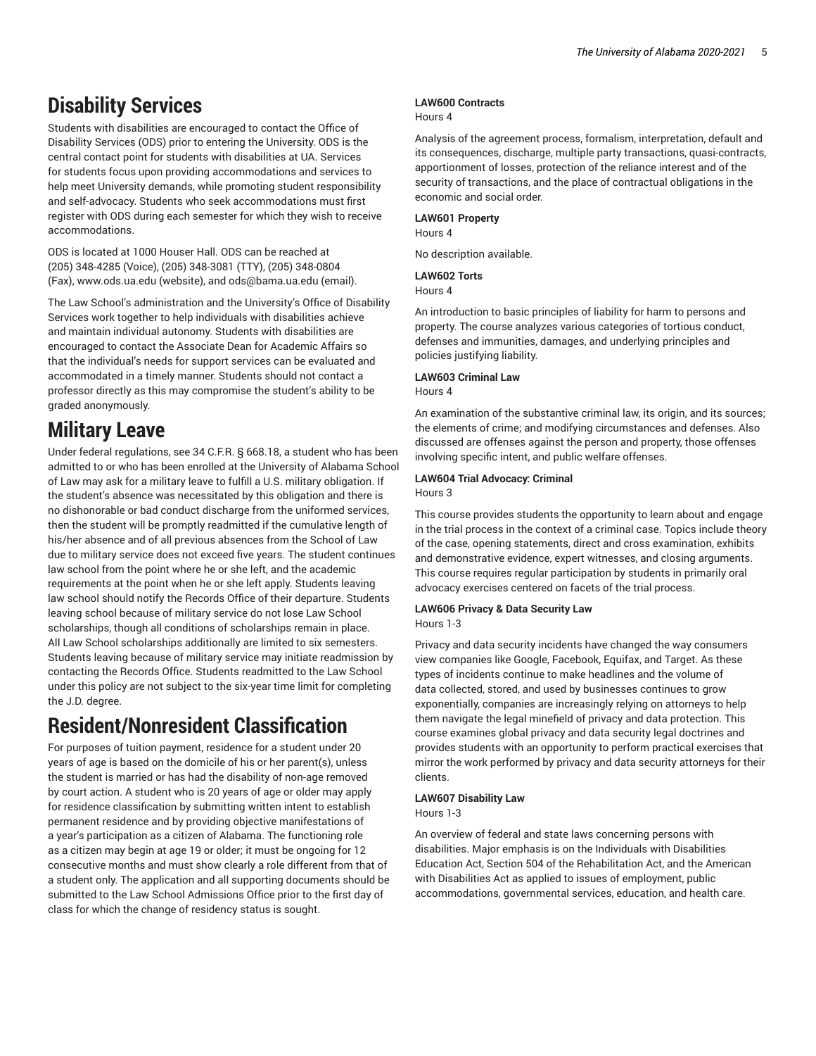## Disability Services

Students with disabilities are encouraged to contact the Office of Disability Services (ODS) prior to entering the University. ODS is the central contact point for students with disabilities at UA. Services for students focus upon providing accommodations and services to help meet University demands, while promoting student responsibility and self-advocacy. Students who seek accommodations must first register with ODS during each semester for which they wish to receive accommodations.

ODS is located at 1000 Houser Hall. ODS can be reached at (205) 348-4285 (Voice), (205) 348-3081 (TTY), (205) 348-0804 (Fax), www.ods.ua.edu (website), and ods@bama.ua.edu (email).

The Law School's administration and the University's Office of Disability Services work together to help individuals with disabilities achieve and maintain individual autonomy. Students with disabilities are encouraged to contact the Associate Dean for Academic Affairs so that the individual's needs for support services can be evaluated and accommodated in a timely manner. Students should not contact a professor directly as this may compromise the student's ability to be graded anonymously.

## Military Leave

Under federal regulations, see 34 C.F.R. § 668.18, a student who has been admitted to or who has been enrolled at the University of Alabama School of Law may ask for a military leave to fulfill a U.S. military obligation. If the student's absence was necessitated by this obligation and there is no dishonorable or bad conduct discharge from the uniformed services, then the student will be promptly readmitted if the cumulative length of his/her absence and of all previous absences from the School of Law due to military service does not exceed five years. The student continues law school from the point where he or she left, and the academic requirements at the point when he or she left apply. Students leaving law school should notify the Records Office of their departure. Students leaving school because of military service do not lose Law School scholarships, though all conditions of scholarships remain in place. All Law School scholarships additionally are limited to six semesters. Students leaving because of military service may initiate readmission by contacting the Records Office. Students readmitted to the Law School under this policy are not subject to the six-year time limit for completing the J.D. degree.

## Resident/Nonresident Classification

For purposes of tuition payment, residence for a student under 20 years of age is based on the domicile of his or her parent(s), unless the student is married or has had the disability of non-age removed by court action. A student who is 20 years of age or older may apply for residence classification by submitting written intent to establish permanent residence and by providing objective manifestations of a year's participation as a citizen of Alabama. The functioning role as a citizen may begin at age 19 or older; it must be ongoing for 12 consecutive months and must show clearly a role different from that of a student only. The application and all supporting documents should be submitted to the Law School Admissions Office prior to the first day of class for which the change of residency status is sought.

**LAW600 Contracts**
Hours 4

Analysis of the agreement process, formalism, interpretation, default and its consequences, discharge, multiple party transactions, quasi-contracts, apportionment of losses, protection of the reliance interest and of the security of transactions, and the place of contractual obligations in the economic and social order.

**LAW601 Property**
Hours 4

No description available.

**LAW602 Torts**
Hours 4

An introduction to basic principles of liability for harm to persons and property. The course analyzes various categories of tortious conduct, defenses and immunities, damages, and underlying principles and policies justifying liability.

**LAW603 Criminal Law**
Hours 4

An examination of the substantive criminal law, its origin, and its sources; the elements of crime; and modifying circumstances and defenses. Also discussed are offenses against the person and property, those offenses involving specific intent, and public welfare offenses.

**LAW604 Trial Advocacy: Criminal**
Hours 3

This course provides students the opportunity to learn about and engage in the trial process in the context of a criminal case. Topics include theory of the case, opening statements, direct and cross examination, exhibits and demonstrative evidence, expert witnesses, and closing arguments. This course requires regular participation by students in primarily oral advocacy exercises centered on facets of the trial process.

**LAW606 Privacy & Data Security Law**
Hours 1-3

Privacy and data security incidents have changed the way consumers view companies like Google, Facebook, Equifax, and Target. As these types of incidents continue to make headlines and the volume of data collected, stored, and used by businesses continues to grow exponentially, companies are increasingly relying on attorneys to help them navigate the legal minefield of privacy and data protection. This course examines global privacy and data security legal doctrines and provides students with an opportunity to perform practical exercises that mirror the work performed by privacy and data security attorneys for their clients.

**LAW607 Disability Law**
Hours 1-3

An overview of federal and state laws concerning persons with disabilities. Major emphasis is on the Individuals with Disabilities Education Act, Section 504 of the Rehabilitation Act, and the American with Disabilities Act as applied to issues of employment, public accommodations, governmental services, education, and health care.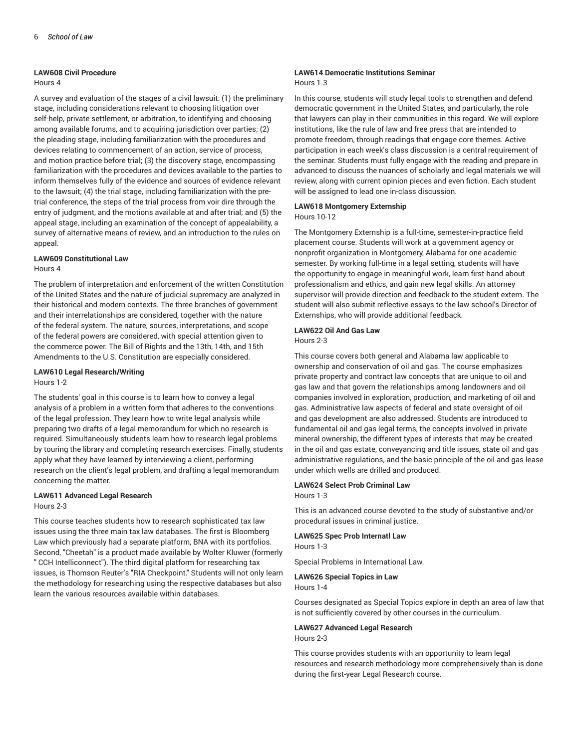**LAW608 Civil Procedure**
Hours 4

A survey and evaluation of the stages of a civil lawsuit: (1) the preliminary stage, including considerations relevant to choosing litigation over self-help, private settlement, or arbitration, to identifying and choosing among available forums, and to acquiring jurisdiction over parties; (2) the pleading stage, including familiarization with the procedures and devices relating to commencement of an action, service of process, and motion practice before trial; (3) the discovery stage, encompassing familiarization with the procedures and devices available to the parties to inform themselves fully of the evidence and sources of evidence relevant to the lawsuit; (4) the trial stage, including familiarization with the pre-trial conference, the steps of the trial process from voir dire through the entry of judgment, and the motions available at and after trial; and (5) the appeal stage, including an examination of the concept of appealability, a survey of alternative means of review, and an introduction to the rules on appeal.

**LAW609 Constitutional Law**
Hours 4

The problem of interpretation and enforcement of the written Constitution of the United States and the nature of judicial supremacy are analyzed in their historical and modern contexts. The three branches of government and their interrelationships are considered, together with the nature of the federal system. The nature, sources, interpretations, and scope of the federal powers are considered, with special attention given to the commerce power. The Bill of Rights and the 13th, 14th, and 15th Amendments to the U.S. Constitution are especially considered.

**LAW610 Legal Research/Writing**
Hours 1-2

The students' goal in this course is to learn how to convey a legal analysis of a problem in a written form that adheres to the conventions of the legal profession. They learn how to write legal analysis while preparing two drafts of a legal memorandum for which no research is required. Simultaneously students learn how to research legal problems by touring the library and completing research exercises. Finally, students apply what they have learned by interviewing a client, performing research on the client's legal problem, and drafting a legal memorandum concerning the matter.

**LAW611 Advanced Legal Research**
Hours 2-3

This course teaches students how to research sophisticated tax law issues using the three main tax law databases. The first is Bloomberg Law which previously had a separate platform, BNA with its portfolios. Second, "Cheetah" is a product made available by Wolter Kluwer (formerly " CCH Intelliconnect"). The third digital platform for researching tax issues, is Thomson Reuter's "RIA Checkpoint." Students will not only learn the methodology for researching using the respective databases but also learn the various resources available within databases.

**LAW614 Democratic Institutions Seminar**
Hours 1-3

In this course, students will study legal tools to strengthen and defend democratic government in the United States, and particularly, the role that lawyers can play in their communities in this regard. We will explore institutions, like the rule of law and free press that are intended to promote freedom, through readings that engage core themes. Active participation in each week's class discussion is a central requirement of the seminar. Students must fully engage with the reading and prepare in advanced to discuss the nuances of scholarly and legal materials we will review, along with current opinion pieces and even fiction. Each student will be assigned to lead one in-class discussion.

**LAW618 Montgomery Externship**
Hours 10-12

The Montgomery Externship is a full-time, semester-in-practice field placement course. Students will work at a government agency or nonprofit organization in Montgomery, Alabama for one academic semester. By working full-time in a legal setting, students will have the opportunity to engage in meaningful work, learn first-hand about professionalism and ethics, and gain new legal skills. An attorney supervisor will provide direction and feedback to the student extern. The student will also submit reflective essays to the law school's Director of Externships, who will provide additional feedback.

**LAW622 Oil And Gas Law**
Hours 2-3

This course covers both general and Alabama law applicable to ownership and conservation of oil and gas. The course emphasizes private property and contract law concepts that are unique to oil and gas law and that govern the relationships among landowners and oil companies involved in exploration, production, and marketing of oil and gas. Administrative law aspects of federal and state oversight of oil and gas development are also addressed. Students are introduced to fundamental oil and gas legal terms, the concepts involved in private mineral ownership, the different types of interests that may be created in the oil and gas estate, conveyancing and title issues, state oil and gas administrative regulations, and the basic principle of the oil and gas lease under which wells are drilled and produced.

**LAW624 Select Prob Criminal Law**
Hours 1-3

This is an advanced course devoted to the study of substantive and/or procedural issues in criminal justice.

**LAW625 Spec Prob Internatl Law**
Hours 1-3

Special Problems in International Law.

**LAW626 Special Topics in Law**
Hours 1-4

Courses designated as Special Topics explore in depth an area of law that is not sufficiently covered by other courses in the curriculum.

**LAW627 Advanced Legal Research**
Hours 2-3

This course provides students with an opportunity to learn legal resources and research methodology more comprehensively than is done during the first-year Legal Research course.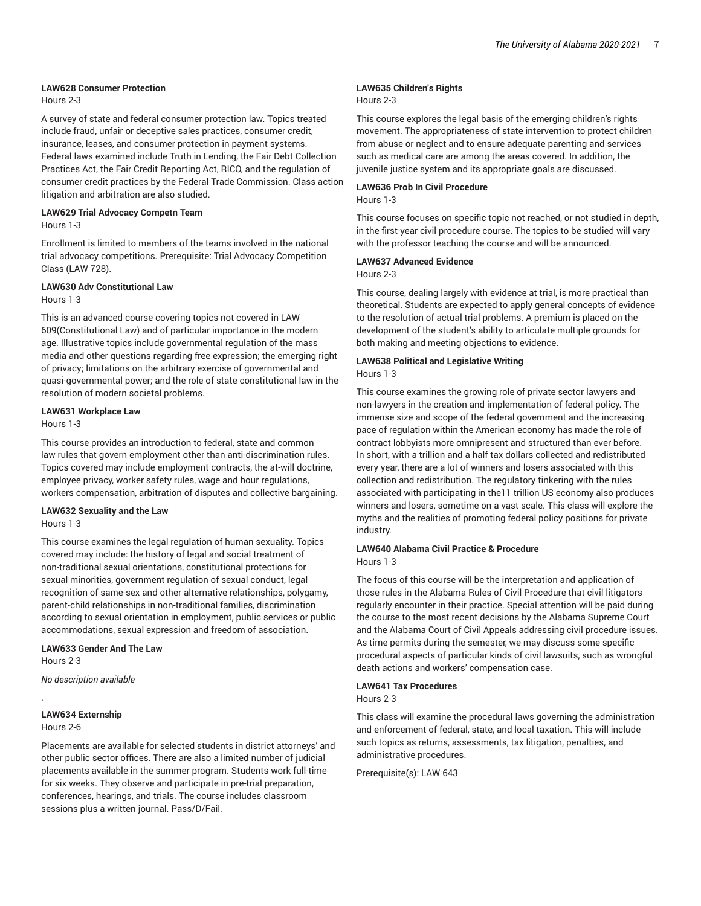**LAW628 Consumer Protection**

Hours 2-3

A survey of state and federal consumer protection law. Topics treated include fraud, unfair or deceptive sales practices, consumer credit, insurance, leases, and consumer protection in payment systems. Federal laws examined include Truth in Lending, the Fair Debt Collection Practices Act, the Fair Credit Reporting Act, RICO, and the regulation of consumer credit practices by the Federal Trade Commission. Class action litigation and arbitration are also studied.

**LAW629 Trial Advocacy Competn Team**

Hours 1-3

Enrollment is limited to members of the teams involved in the national trial advocacy competitions. Prerequisite: Trial Advocacy Competition Class (LAW 728).

**LAW630 Adv Constitutional Law**

Hours 1-3

This is an advanced course covering topics not covered in LAW 609(Constitutional Law) and of particular importance in the modern age. Illustrative topics include governmental regulation of the mass media and other questions regarding free expression; the emerging right of privacy; limitations on the arbitrary exercise of governmental and quasi-governmental power; and the role of state constitutional law in the resolution of modern societal problems.

**LAW631 Workplace Law**

Hours 1-3

This course provides an introduction to federal, state and common law rules that govern employment other than anti-discrimination rules. Topics covered may include employment contracts, the at-will doctrine, employee privacy, worker safety rules, wage and hour regulations, workers compensation, arbitration of disputes and collective bargaining.

**LAW632 Sexuality and the Law**

Hours 1-3

This course examines the legal regulation of human sexuality. Topics covered may include: the history of legal and social treatment of non-traditional sexual orientations, constitutional protections for sexual minorities, government regulation of sexual conduct, legal recognition of same-sex and other alternative relationships, polygamy, parent-child relationships in non-traditional families, discrimination according to sexual orientation in employment, public services or public accommodations, sexual expression and freedom of association.

**LAW633 Gender And The Law**

Hours 2-3

*No description available*

.

**LAW634 Externship**

Hours 2-6

Placements are available for selected students in district attorneys' and other public sector offices. There are also a limited number of judicial placements available in the summer program. Students work full-time for six weeks. They observe and participate in pre-trial preparation, conferences, hearings, and trials. The course includes classroom sessions plus a written journal. Pass/D/Fail.

**LAW635 Children's Rights**

Hours 2-3

This course explores the legal basis of the emerging children's rights movement. The appropriateness of state intervention to protect children from abuse or neglect and to ensure adequate parenting and services such as medical care are among the areas covered. In addition, the juvenile justice system and its appropriate goals are discussed.

**LAW636 Prob In Civil Procedure**

Hours 1-3

This course focuses on specific topic not reached, or not studied in depth, in the first-year civil procedure course. The topics to be studied will vary with the professor teaching the course and will be announced.

**LAW637 Advanced Evidence**

Hours 2-3

This course, dealing largely with evidence at trial, is more practical than theoretical. Students are expected to apply general concepts of evidence to the resolution of actual trial problems. A premium is placed on the development of the student's ability to articulate multiple grounds for both making and meeting objections to evidence.

**LAW638 Political and Legislative Writing**

Hours 1-3

This course examines the growing role of private sector lawyers and non-lawyers in the creation and implementation of federal policy. The immense size and scope of the federal government and the increasing pace of regulation within the American economy has made the role of contract lobbyists more omnipresent and structured than ever before. In short, with a trillion and a half tax dollars collected and redistributed every year, there are a lot of winners and losers associated with this collection and redistribution. The regulatory tinkering with the rules associated with participating in the11 trillion US economy also produces winners and losers, sometime on a vast scale. This class will explore the myths and the realities of promoting federal policy positions for private industry.

**LAW640 Alabama Civil Practice & Procedure**

Hours 1-3

The focus of this course will be the interpretation and application of those rules in the Alabama Rules of Civil Procedure that civil litigators regularly encounter in their practice. Special attention will be paid during the course to the most recent decisions by the Alabama Supreme Court and the Alabama Court of Civil Appeals addressing civil procedure issues. As time permits during the semester, we may discuss some specific procedural aspects of particular kinds of civil lawsuits, such as wrongful death actions and workers' compensation case.

**LAW641 Tax Procedures**

Hours 2-3

This class will examine the procedural laws governing the administration and enforcement of federal, state, and local taxation. This will include such topics as returns, assessments, tax litigation, penalties, and administrative procedures.

Prerequisite(s): LAW 643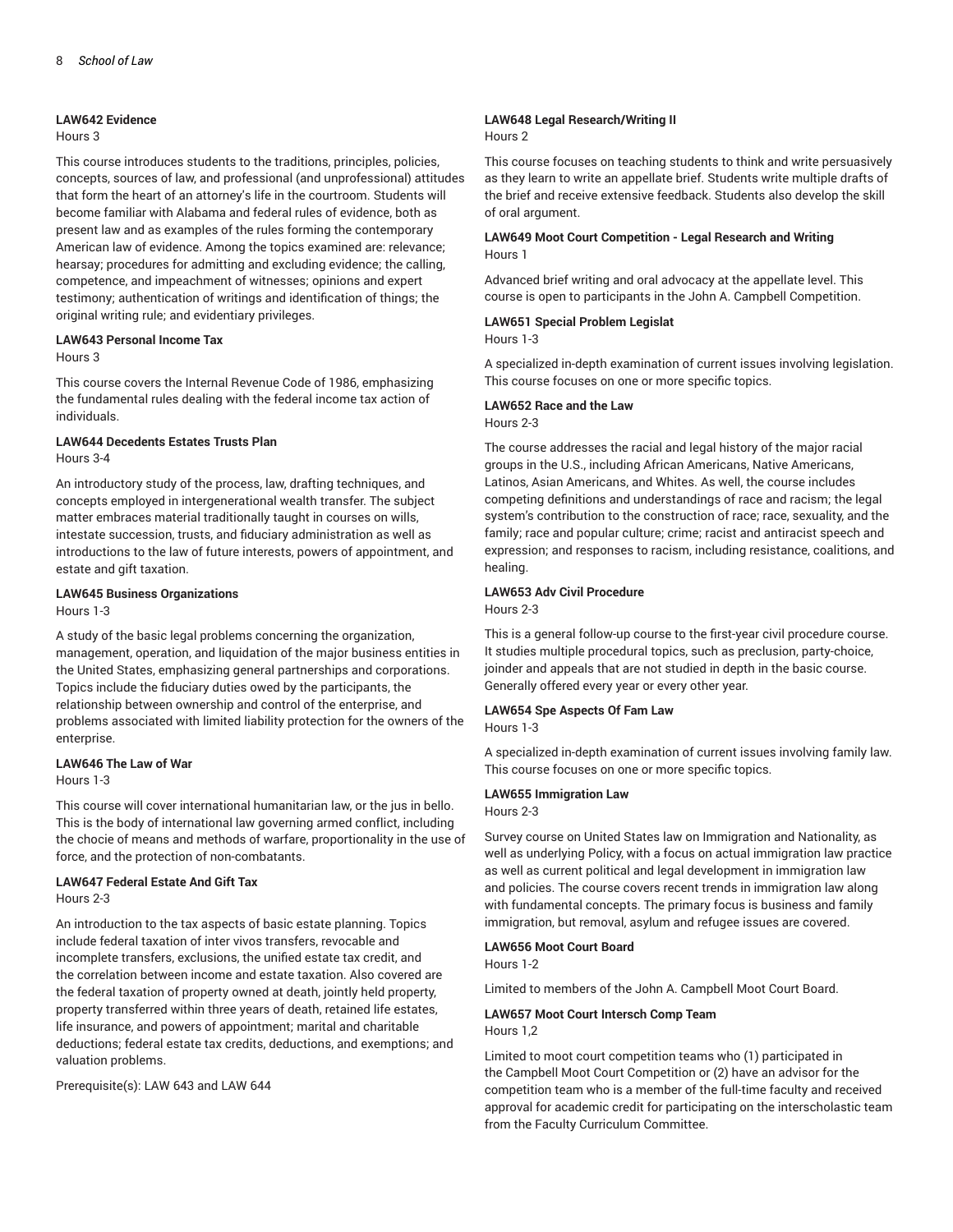#### LAW642 Evidence

Hours 3

This course introduces students to the traditions, principles, policies, concepts, sources of law, and professional (and unprofessional) attitudes that form the heart of an attorney's life in the courtroom. Students will become familiar with Alabama and federal rules of evidence, both as present law and as examples of the rules forming the contemporary American law of evidence. Among the topics examined are: relevance; hearsay; procedures for admitting and excluding evidence; the calling, competence, and impeachment of witnesses; opinions and expert testimony; authentication of writings and identification of things; the original writing rule; and evidentiary privileges.

#### LAW643 Personal Income Tax

Hours 3

This course covers the Internal Revenue Code of 1986, emphasizing the fundamental rules dealing with the federal income tax action of individuals.

#### LAW644 Decedents Estates Trusts Plan

Hours 3-4

An introductory study of the process, law, drafting techniques, and concepts employed in intergenerational wealth transfer. The subject matter embraces material traditionally taught in courses on wills, intestate succession, trusts, and fiduciary administration as well as introductions to the law of future interests, powers of appointment, and estate and gift taxation.

#### LAW645 Business Organizations

Hours 1-3

A study of the basic legal problems concerning the organization, management, operation, and liquidation of the major business entities in the United States, emphasizing general partnerships and corporations. Topics include the fiduciary duties owed by the participants, the relationship between ownership and control of the enterprise, and problems associated with limited liability protection for the owners of the enterprise.

#### LAW646 The Law of War

Hours 1-3

This course will cover international humanitarian law, or the jus in bello. This is the body of international law governing armed conflict, including the chocie of means and methods of warfare, proportionality in the use of force, and the protection of non-combatants.

#### LAW647 Federal Estate And Gift Tax

Hours 2-3

An introduction to the tax aspects of basic estate planning. Topics include federal taxation of inter vivos transfers, revocable and incomplete transfers, exclusions, the unified estate tax credit, and the correlation between income and estate taxation. Also covered are the federal taxation of property owned at death, jointly held property, property transferred within three years of death, retained life estates, life insurance, and powers of appointment; marital and charitable deductions; federal estate tax credits, deductions, and exemptions; and valuation problems.

Prerequisite(s): LAW 643 and LAW 644

#### LAW648 Legal Research/Writing II

Hours 2

This course focuses on teaching students to think and write persuasively as they learn to write an appellate brief. Students write multiple drafts of the brief and receive extensive feedback. Students also develop the skill of oral argument.

#### LAW649 Moot Court Competition - Legal Research and Writing

Hours 1

Advanced brief writing and oral advocacy at the appellate level. This course is open to participants in the John A. Campbell Competition.

#### LAW651 Special Problem Legislat

Hours 1-3

A specialized in-depth examination of current issues involving legislation. This course focuses on one or more specific topics.

#### LAW652 Race and the Law

Hours 2-3

The course addresses the racial and legal history of the major racial groups in the U.S., including African Americans, Native Americans, Latinos, Asian Americans, and Whites. As well, the course includes competing definitions and understandings of race and racism; the legal system's contribution to the construction of race; race, sexuality, and the family; race and popular culture; crime; racist and antiracist speech and expression; and responses to racism, including resistance, coalitions, and healing.

#### LAW653 Adv Civil Procedure

Hours 2-3

This is a general follow-up course to the first-year civil procedure course. It studies multiple procedural topics, such as preclusion, party-choice, joinder and appeals that are not studied in depth in the basic course. Generally offered every year or every other year.

#### LAW654 Spe Aspects Of Fam Law

Hours 1-3

A specialized in-depth examination of current issues involving family law. This course focuses on one or more specific topics.

#### LAW655 Immigration Law

Hours 2-3

Survey course on United States law on Immigration and Nationality, as well as underlying Policy, with a focus on actual immigration law practice as well as current political and legal development in immigration law and policies. The course covers recent trends in immigration law along with fundamental concepts. The primary focus is business and family immigration, but removal, asylum and refugee issues are covered.

#### LAW656 Moot Court Board

Hours 1-2

Limited to members of the John A. Campbell Moot Court Board.

#### LAW657 Moot Court Intersch Comp Team

Hours 1,2

Limited to moot court competition teams who (1) participated in the Campbell Moot Court Competition or (2) have an advisor for the competition team who is a member of the full-time faculty and received approval for academic credit for participating on the interscholastic team from the Faculty Curriculum Committee.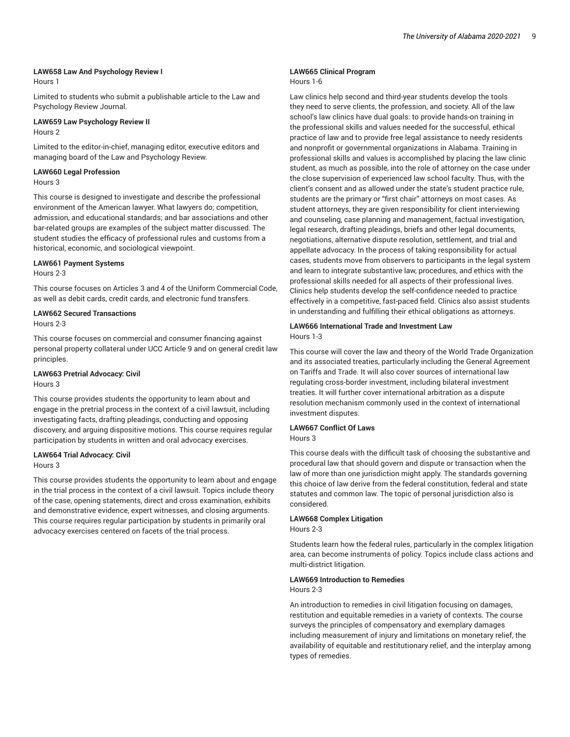#### LAW658 Law And Psychology Review I

Hours 1

Limited to students who submit a publishable article to the Law and Psychology Review Journal.

#### LAW659 Law Psychology Review II

Hours 2

Limited to the editor-in-chief, managing editor, executive editors and managing board of the Law and Psychology Review.

#### LAW660 Legal Profession

Hours 3

This course is designed to investigate and describe the professional environment of the American lawyer. What lawyers do; competition, admission, and educational standards; and bar associations and other bar-related groups are examples of the subject matter discussed. The student studies the efficacy of professional rules and customs from a historical, economic, and sociological viewpoint.

#### LAW661 Payment Systems

Hours 2-3

This course focuses on Articles 3 and 4 of the Uniform Commercial Code, as well as debit cards, credit cards, and electronic fund transfers.

#### LAW662 Secured Transactions

Hours 2-3

This course focuses on commercial and consumer financing against personal property collateral under UCC Article 9 and on general credit law principles.

#### LAW663 Pretrial Advocacy: Civil

Hours 3

This course provides students the opportunity to learn about and engage in the pretrial process in the context of a civil lawsuit, including investigating facts, drafting pleadings, conducting and opposing discovery, and arguing dispositive motions. This course requires regular participation by students in written and oral advocacy exercises.

#### LAW664 Trial Advocacy: Civil

Hours 3

This course provides students the opportunity to learn about and engage in the trial process in the context of a civil lawsuit. Topics include theory of the case, opening statements, direct and cross examination, exhibits and demonstrative evidence, expert witnesses, and closing arguments. This course requires regular participation by students in primarily oral advocacy exercises centered on facets of the trial process.

#### LAW665 Clinical Program

Hours 1-6

Law clinics help second and third-year students develop the tools they need to serve clients, the profession, and society. All of the law school's law clinics have dual goals: to provide hands-on training in the professional skills and values needed for the successful, ethical practice of law and to provide free legal assistance to needy residents and nonprofit or governmental organizations in Alabama. Training in professional skills and values is accomplished by placing the law clinic student, as much as possible, into the role of attorney on the case under the close supervision of experienced law school faculty. Thus, with the client's consent and as allowed under the state's student practice rule, students are the primary or "first chair" attorneys on most cases. As student attorneys, they are given responsibility for client interviewing and counseling, case planning and management, factual investigation, legal research, drafting pleadings, briefs and other legal documents, negotiations, alternative dispute resolution, settlement, and trial and appellate advocacy. In the process of taking responsibility for actual cases, students move from observers to participants in the legal system and learn to integrate substantive law, procedures, and ethics with the professional skills needed for all aspects of their professional lives. Clinics help students develop the self-confidence needed to practice effectively in a competitive, fast-paced field. Clinics also assist students in understanding and fulfilling their ethical obligations as attorneys.

#### LAW666 International Trade and Investment Law

Hours 1-3

This course will cover the law and theory of the World Trade Organization and its associated treaties, particularly including the General Agreement on Tariffs and Trade. It will also cover sources of international law regulating cross-border investment, including bilateral investment treaties. It will further cover international arbitration as a dispute resolution mechanism commonly used in the context of international investment disputes.

#### LAW667 Conflict Of Laws

Hours 3

This course deals with the difficult task of choosing the substantive and procedural law that should govern and dispute or transaction when the law of more than one jurisdiction might apply. The standards governing this choice of law derive from the federal constitution, federal and state statutes and common law. The topic of personal jurisdiction also is considered.

#### LAW668 Complex Litigation

Hours 2-3

Students learn how the federal rules, particularly in the complex litigation area, can become instruments of policy. Topics include class actions and multi-district litigation.

#### LAW669 Introduction to Remedies

Hours 2-3

An introduction to remedies in civil litigation focusing on damages, restitution and equitable remedies in a variety of contexts. The course surveys the principles of compensatory and exemplary damages including measurement of injury and limitations on monetary relief, the availability of equitable and restitutionary relief, and the interplay among types of remedies.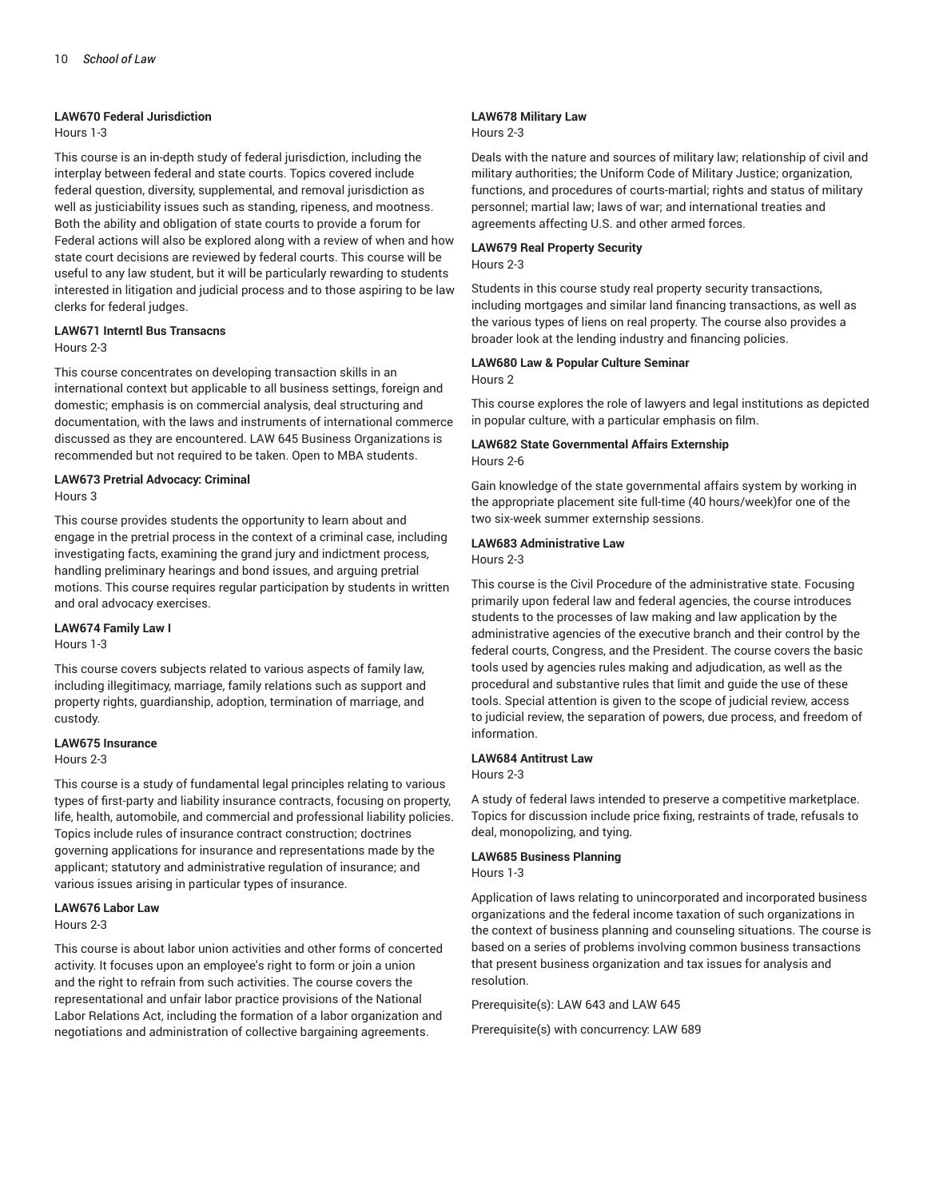#### LAW670 Federal Jurisdiction

Hours 1-3

This course is an in-depth study of federal jurisdiction, including the interplay between federal and state courts. Topics covered include federal question, diversity, supplemental, and removal jurisdiction as well as justiciability issues such as standing, ripeness, and mootness. Both the ability and obligation of state courts to provide a forum for Federal actions will also be explored along with a review of when and how state court decisions are reviewed by federal courts. This course will be useful to any law student, but it will be particularly rewarding to students interested in litigation and judicial process and to those aspiring to be law clerks for federal judges.

#### LAW671 Interntl Bus Transacns

Hours 2-3

This course concentrates on developing transaction skills in an international context but applicable to all business settings, foreign and domestic; emphasis is on commercial analysis, deal structuring and documentation, with the laws and instruments of international commerce discussed as they are encountered. LAW 645 Business Organizations is recommended but not required to be taken. Open to MBA students.

#### LAW673 Pretrial Advocacy: Criminal

Hours 3

This course provides students the opportunity to learn about and engage in the pretrial process in the context of a criminal case, including investigating facts, examining the grand jury and indictment process, handling preliminary hearings and bond issues, and arguing pretrial motions. This course requires regular participation by students in written and oral advocacy exercises.

#### LAW674 Family Law I

Hours 1-3

This course covers subjects related to various aspects of family law, including illegitimacy, marriage, family relations such as support and property rights, guardianship, adoption, termination of marriage, and custody.

#### LAW675 Insurance

Hours 2-3

This course is a study of fundamental legal principles relating to various types of first-party and liability insurance contracts, focusing on property, life, health, automobile, and commercial and professional liability policies. Topics include rules of insurance contract construction; doctrines governing applications for insurance and representations made by the applicant; statutory and administrative regulation of insurance; and various issues arising in particular types of insurance.

#### LAW676 Labor Law

Hours 2-3

This course is about labor union activities and other forms of concerted activity. It focuses upon an employee's right to form or join a union and the right to refrain from such activities. The course covers the representational and unfair labor practice provisions of the National Labor Relations Act, including the formation of a labor organization and negotiations and administration of collective bargaining agreements.

#### LAW678 Military Law

Hours 2-3

Deals with the nature and sources of military law; relationship of civil and military authorities; the Uniform Code of Military Justice; organization, functions, and procedures of courts-martial; rights and status of military personnel; martial law; laws of war; and international treaties and agreements affecting U.S. and other armed forces.

#### LAW679 Real Property Security

Hours 2-3

Students in this course study real property security transactions, including mortgages and similar land financing transactions, as well as the various types of liens on real property. The course also provides a broader look at the lending industry and financing policies.

#### LAW680 Law & Popular Culture Seminar

Hours 2

This course explores the role of lawyers and legal institutions as depicted in popular culture, with a particular emphasis on film.

#### LAW682 State Governmental Affairs Externship

Hours 2-6

Gain knowledge of the state governmental affairs system by working in the appropriate placement site full-time (40 hours/week)for one of the two six-week summer externship sessions.

#### LAW683 Administrative Law

Hours 2-3

This course is the Civil Procedure of the administrative state. Focusing primarily upon federal law and federal agencies, the course introduces students to the processes of law making and law application by the administrative agencies of the executive branch and their control by the federal courts, Congress, and the President. The course covers the basic tools used by agencies rules making and adjudication, as well as the procedural and substantive rules that limit and guide the use of these tools. Special attention is given to the scope of judicial review, access to judicial review, the separation of powers, due process, and freedom of information.

#### LAW684 Antitrust Law

Hours 2-3

A study of federal laws intended to preserve a competitive marketplace. Topics for discussion include price fixing, restraints of trade, refusals to deal, monopolizing, and tying.

#### LAW685 Business Planning

Hours 1-3

Application of laws relating to unincorporated and incorporated business organizations and the federal income taxation of such organizations in the context of business planning and counseling situations. The course is based on a series of problems involving common business transactions that present business organization and tax issues for analysis and resolution.

Prerequisite(s): LAW 643 and LAW 645

Prerequisite(s) with concurrency: LAW 689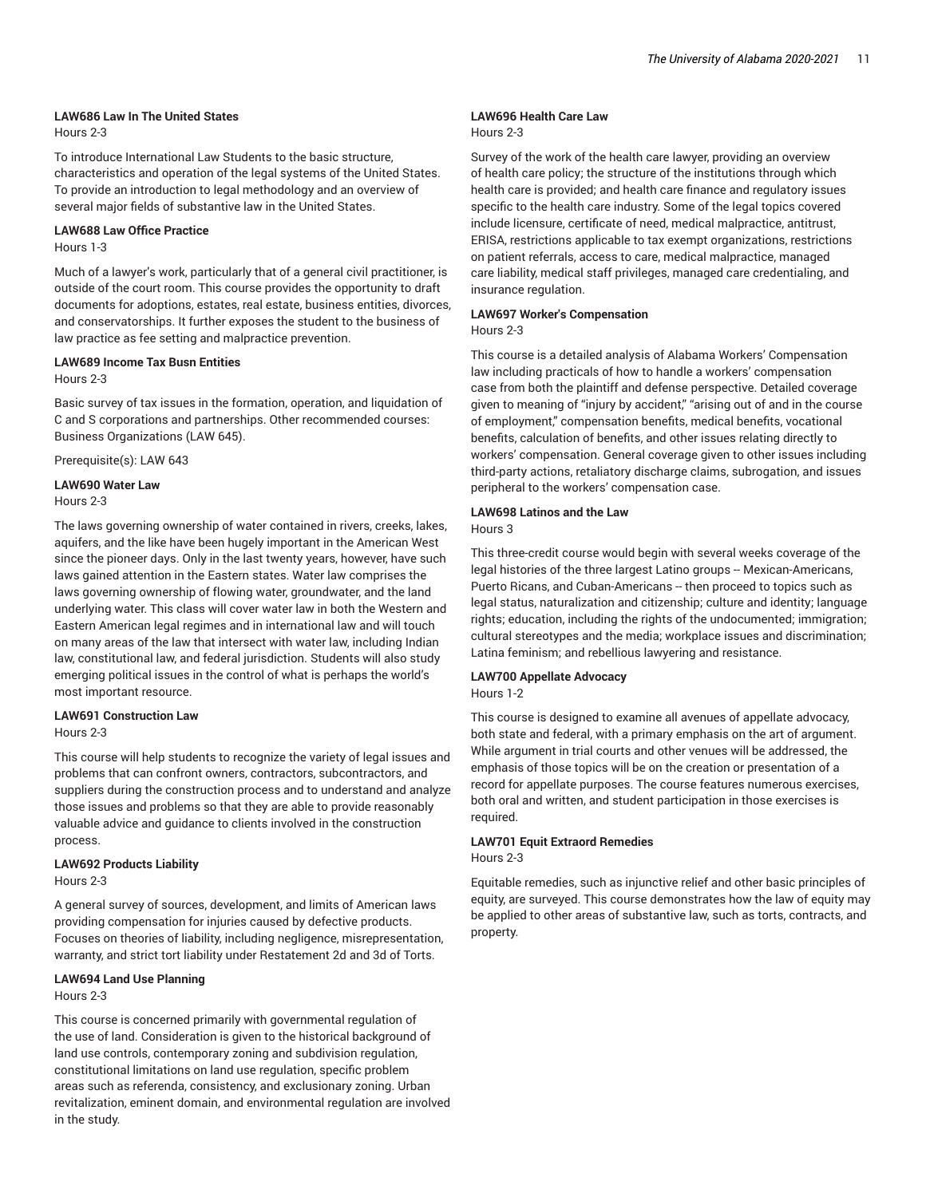**LAW686 Law In The United States**
Hours 2-3

To introduce International Law Students to the basic structure, characteristics and operation of the legal systems of the United States. To provide an introduction to legal methodology and an overview of several major fields of substantive law in the United States.

**LAW688 Law Office Practice**
Hours 1-3

Much of a lawyer's work, particularly that of a general civil practitioner, is outside of the court room. This course provides the opportunity to draft documents for adoptions, estates, real estate, business entities, divorces, and conservatorships. It further exposes the student to the business of law practice as fee setting and malpractice prevention.

**LAW689 Income Tax Busn Entities**
Hours 2-3

Basic survey of tax issues in the formation, operation, and liquidation of C and S corporations and partnerships. Other recommended courses: Business Organizations (LAW 645).

Prerequisite(s): LAW 643

**LAW690 Water Law**
Hours 2-3

The laws governing ownership of water contained in rivers, creeks, lakes, aquifers, and the like have been hugely important in the American West since the pioneer days. Only in the last twenty years, however, have such laws gained attention in the Eastern states. Water law comprises the laws governing ownership of flowing water, groundwater, and the land underlying water. This class will cover water law in both the Western and Eastern American legal regimes and in international law and will touch on many areas of the law that intersect with water law, including Indian law, constitutional law, and federal jurisdiction. Students will also study emerging political issues in the control of what is perhaps the world's most important resource.

**LAW691 Construction Law**
Hours 2-3

This course will help students to recognize the variety of legal issues and problems that can confront owners, contractors, subcontractors, and suppliers during the construction process and to understand and analyze those issues and problems so that they are able to provide reasonably valuable advice and guidance to clients involved in the construction process.

**LAW692 Products Liability**
Hours 2-3

A general survey of sources, development, and limits of American laws providing compensation for injuries caused by defective products. Focuses on theories of liability, including negligence, misrepresentation, warranty, and strict tort liability under Restatement 2d and 3d of Torts.

**LAW694 Land Use Planning**
Hours 2-3

This course is concerned primarily with governmental regulation of the use of land. Consideration is given to the historical background of land use controls, contemporary zoning and subdivision regulation, constitutional limitations on land use regulation, specific problem areas such as referenda, consistency, and exclusionary zoning. Urban revitalization, eminent domain, and environmental regulation are involved in the study.

**LAW696 Health Care Law**
Hours 2-3

Survey of the work of the health care lawyer, providing an overview of health care policy; the structure of the institutions through which health care is provided; and health care finance and regulatory issues specific to the health care industry. Some of the legal topics covered include licensure, certificate of need, medical malpractice, antitrust, ERISA, restrictions applicable to tax exempt organizations, restrictions on patient referrals, access to care, medical malpractice, managed care liability, medical staff privileges, managed care credentialing, and insurance regulation.

**LAW697 Worker's Compensation**
Hours 2-3

This course is a detailed analysis of Alabama Workers' Compensation law including practicals of how to handle a workers' compensation case from both the plaintiff and defense perspective. Detailed coverage given to meaning of "injury by accident," "arising out of and in the course of employment," compensation benefits, medical benefits, vocational benefits, calculation of benefits, and other issues relating directly to workers' compensation. General coverage given to other issues including third-party actions, retaliatory discharge claims, subrogation, and issues peripheral to the workers' compensation case.

**LAW698 Latinos and the Law**
Hours 3

This three-credit course would begin with several weeks coverage of the legal histories of the three largest Latino groups -- Mexican-Americans, Puerto Ricans, and Cuban-Americans -- then proceed to topics such as legal status, naturalization and citizenship; culture and identity; language rights; education, including the rights of the undocumented; immigration; cultural stereotypes and the media; workplace issues and discrimination; Latina feminism; and rebellious lawyering and resistance.

**LAW700 Appellate Advocacy**
Hours 1-2

This course is designed to examine all avenues of appellate advocacy, both state and federal, with a primary emphasis on the art of argument. While argument in trial courts and other venues will be addressed, the emphasis of those topics will be on the creation or presentation of a record for appellate purposes. The course features numerous exercises, both oral and written, and student participation in those exercises is required.

**LAW701 Equit Extraord Remedies**
Hours 2-3

Equitable remedies, such as injunctive relief and other basic principles of equity, are surveyed. This course demonstrates how the law of equity may be applied to other areas of substantive law, such as torts, contracts, and property.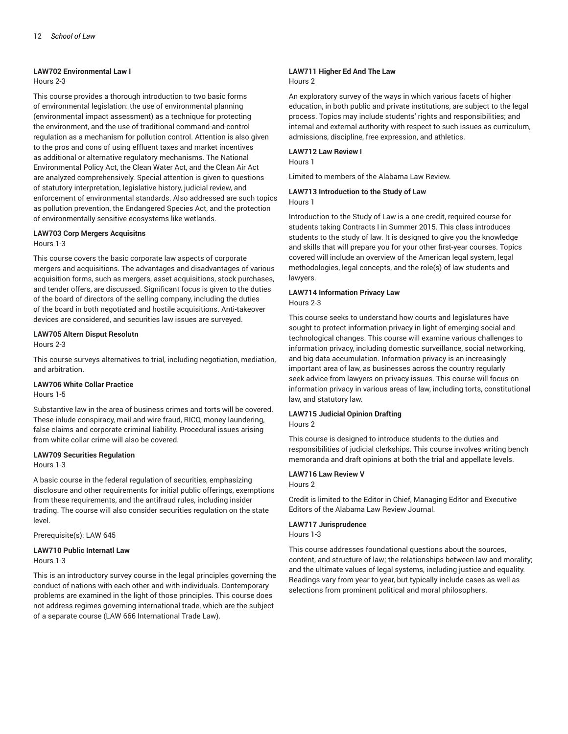### LAW702 Environmental Law I

Hours 2-3

This course provides a thorough introduction to two basic forms of environmental legislation: the use of environmental planning (environmental impact assessment) as a technique for protecting the environment, and the use of traditional command-and-control regulation as a mechanism for pollution control. Attention is also given to the pros and cons of using effluent taxes and market incentives as additional or alternative regulatory mechanisms. The National Environmental Policy Act, the Clean Water Act, and the Clean Air Act are analyzed comprehensively. Special attention is given to questions of statutory interpretation, legislative history, judicial review, and enforcement of environmental standards. Also addressed are such topics as pollution prevention, the Endangered Species Act, and the protection of environmentally sensitive ecosystems like wetlands.

### LAW703 Corp Mergers Acquisitns

Hours 1-3

This course covers the basic corporate law aspects of corporate mergers and acquisitions. The advantages and disadvantages of various acquisition forms, such as mergers, asset acquisitions, stock purchases, and tender offers, are discussed. Significant focus is given to the duties of the board of directors of the selling company, including the duties of the board in both negotiated and hostile acquisitions. Anti-takeover devices are considered, and securities law issues are surveyed.

### LAW705 Altern Disput Resolutn

Hours 2-3

This course surveys alternatives to trial, including negotiation, mediation, and arbitration.

### LAW706 White Collar Practice

Hours 1-5

Substantive law in the area of business crimes and torts will be covered. These inlude conspiracy, mail and wire fraud, RICO, money laundering, false claims and corporate criminal liability. Procedural issues arising from white collar crime will also be covered.

### LAW709 Securities Regulation

Hours 1-3

A basic course in the federal regulation of securities, emphasizing disclosure and other requirements for initial public offerings, exemptions from these requirements, and the antifraud rules, including insider trading. The course will also consider securities regulation on the state level.

Prerequisite(s): LAW 645

### LAW710 Public Internatl Law

Hours 1-3

This is an introductory survey course in the legal principles governing the conduct of nations with each other and with individuals. Contemporary problems are examined in the light of those principles. This course does not address regimes governing international trade, which are the subject of a separate course (LAW 666 International Trade Law).

### LAW711 Higher Ed And The Law

Hours 2

An exploratory survey of the ways in which various facets of higher education, in both public and private institutions, are subject to the legal process. Topics may include students' rights and responsibilities; and internal and external authority with respect to such issues as curriculum, admissions, discipline, free expression, and athletics.

### LAW712 Law Review I

Hours 1

Limited to members of the Alabama Law Review.

### LAW713 Introduction to the Study of Law

Hours 1

Introduction to the Study of Law is a one-credit, required course for students taking Contracts I in Summer 2015. This class introduces students to the study of law. It is designed to give you the knowledge and skills that will prepare you for your other first-year courses. Topics covered will include an overview of the American legal system, legal methodologies, legal concepts, and the role(s) of law students and lawyers.

### LAW714 Information Privacy Law

Hours 2-3

This course seeks to understand how courts and legislatures have sought to protect information privacy in light of emerging social and technological changes. This course will examine various challenges to information privacy, including domestic surveillance, social networking, and big data accumulation. Information privacy is an increasingly important area of law, as businesses across the country regularly seek advice from lawyers on privacy issues. This course will focus on information privacy in various areas of law, including torts, constitutional law, and statutory law.

### LAW715 Judicial Opinion Drafting

Hours 2

This course is designed to introduce students to the duties and responsibilities of judicial clerkships. This course involves writing bench memoranda and draft opinions at both the trial and appellate levels.

### LAW716 Law Review V

Hours 2

Credit is limited to the Editor in Chief, Managing Editor and Executive Editors of the Alabama Law Review Journal.

### LAW717 Jurisprudence

Hours 1-3

This course addresses foundational questions about the sources, content, and structure of law; the relationships between law and morality; and the ultimate values of legal systems, including justice and equality. Readings vary from year to year, but typically include cases as well as selections from prominent political and moral philosophers.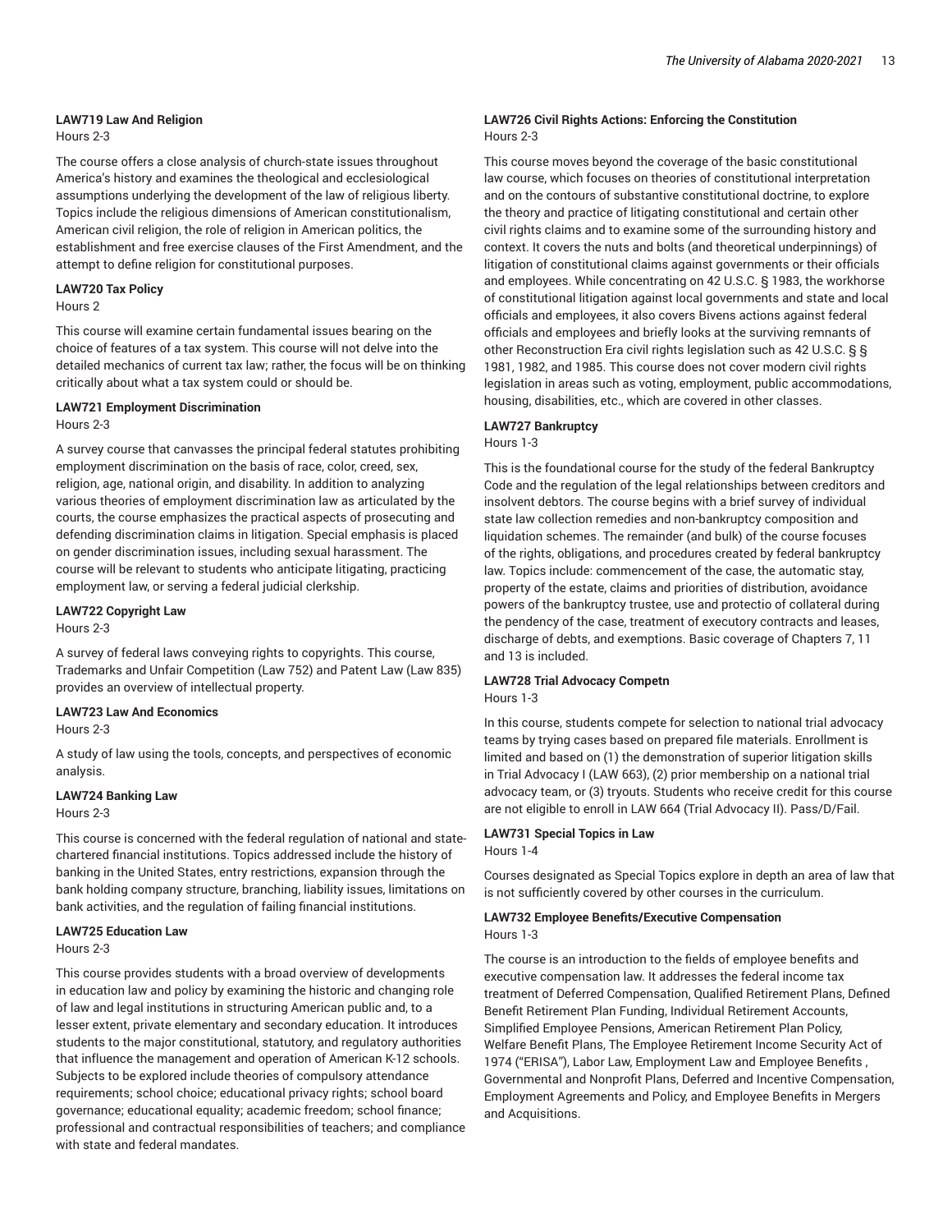#### LAW719 Law And Religion

Hours 2-3

The course offers a close analysis of church-state issues throughout America's history and examines the theological and ecclesiological assumptions underlying the development of the law of religious liberty. Topics include the religious dimensions of American constitutionalism, American civil religion, the role of religion in American politics, the establishment and free exercise clauses of the First Amendment, and the attempt to define religion for constitutional purposes.

#### LAW720 Tax Policy

Hours 2

This course will examine certain fundamental issues bearing on the choice of features of a tax system. This course will not delve into the detailed mechanics of current tax law; rather, the focus will be on thinking critically about what a tax system could or should be.

#### LAW721 Employment Discrimination

Hours 2-3

A survey course that canvasses the principal federal statutes prohibiting employment discrimination on the basis of race, color, creed, sex, religion, age, national origin, and disability. In addition to analyzing various theories of employment discrimination law as articulated by the courts, the course emphasizes the practical aspects of prosecuting and defending discrimination claims in litigation. Special emphasis is placed on gender discrimination issues, including sexual harassment. The course will be relevant to students who anticipate litigating, practicing employment law, or serving a federal judicial clerkship.

#### LAW722 Copyright Law

Hours 2-3

A survey of federal laws conveying rights to copyrights. This course, Trademarks and Unfair Competition (Law 752) and Patent Law (Law 835) provides an overview of intellectual property.

#### LAW723 Law And Economics

Hours 2-3

A study of law using the tools, concepts, and perspectives of economic analysis.

#### LAW724 Banking Law

Hours 2-3

This course is concerned with the federal regulation of national and state-chartered financial institutions. Topics addressed include the history of banking in the United States, entry restrictions, expansion through the bank holding company structure, branching, liability issues, limitations on bank activities, and the regulation of failing financial institutions.

#### LAW725 Education Law

Hours 2-3

This course provides students with a broad overview of developments in education law and policy by examining the historic and changing role of law and legal institutions in structuring American public and, to a lesser extent, private elementary and secondary education. It introduces students to the major constitutional, statutory, and regulatory authorities that influence the management and operation of American K-12 schools. Subjects to be explored include theories of compulsory attendance requirements; school choice; educational privacy rights; school board governance; educational equality; academic freedom; school finance; professional and contractual responsibilities of teachers; and compliance with state and federal mandates.

#### LAW726 Civil Rights Actions: Enforcing the Constitution

Hours 2-3

This course moves beyond the coverage of the basic constitutional law course, which focuses on theories of constitutional interpretation and on the contours of substantive constitutional doctrine, to explore the theory and practice of litigating constitutional and certain other civil rights claims and to examine some of the surrounding history and context. It covers the nuts and bolts (and theoretical underpinnings) of litigation of constitutional claims against governments or their officials and employees. While concentrating on 42 U.S.C. § 1983, the workhorse of constitutional litigation against local governments and state and local officials and employees, it also covers Bivens actions against federal officials and employees and briefly looks at the surviving remnants of other Reconstruction Era civil rights legislation such as 42 U.S.C. § § 1981, 1982, and 1985. This course does not cover modern civil rights legislation in areas such as voting, employment, public accommodations, housing, disabilities, etc., which are covered in other classes.

#### LAW727 Bankruptcy

Hours 1-3

This is the foundational course for the study of the federal Bankruptcy Code and the regulation of the legal relationships between creditors and insolvent debtors. The course begins with a brief survey of individual state law collection remedies and non-bankruptcy composition and liquidation schemes. The remainder (and bulk) of the course focuses of the rights, obligations, and procedures created by federal bankruptcy law. Topics include: commencement of the case, the automatic stay, property of the estate, claims and priorities of distribution, avoidance powers of the bankruptcy trustee, use and protectio of collateral during the pendency of the case, treatment of executory contracts and leases, discharge of debts, and exemptions. Basic coverage of Chapters 7, 11 and 13 is included.

#### LAW728 Trial Advocacy Competn

Hours 1-3

In this course, students compete for selection to national trial advocacy teams by trying cases based on prepared file materials. Enrollment is limited and based on (1) the demonstration of superior litigation skills in Trial Advocacy I (LAW 663), (2) prior membership on a national trial advocacy team, or (3) tryouts. Students who receive credit for this course are not eligible to enroll in LAW 664 (Trial Advocacy II). Pass/D/Fail.

#### LAW731 Special Topics in Law

Hours 1-4

Courses designated as Special Topics explore in depth an area of law that is not sufficiently covered by other courses in the curriculum.

#### LAW732 Employee Benefits/Executive Compensation

Hours 1-3

The course is an introduction to the fields of employee benefits and executive compensation law. It addresses the federal income tax treatment of Deferred Compensation, Qualified Retirement Plans, Defined Benefit Retirement Plan Funding, Individual Retirement Accounts, Simplified Employee Pensions, American Retirement Plan Policy, Welfare Benefit Plans, The Employee Retirement Income Security Act of 1974 ("ERISA"), Labor Law, Employment Law and Employee Benefits , Governmental and Nonprofit Plans, Deferred and Incentive Compensation, Employment Agreements and Policy, and Employee Benefits in Mergers and Acquisitions.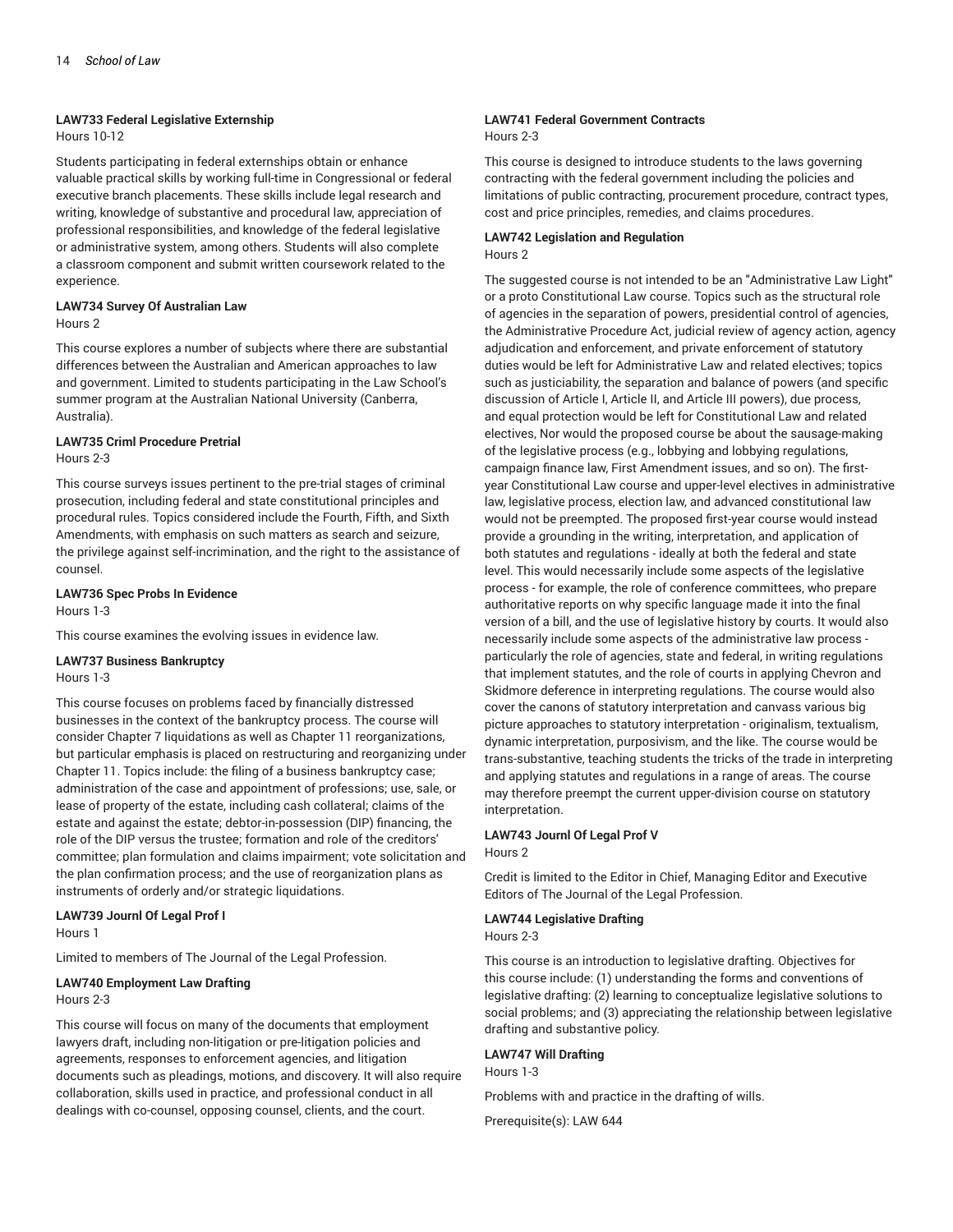#### LAW733 Federal Legislative Externship

Hours 10-12

Students participating in federal externships obtain or enhance valuable practical skills by working full-time in Congressional or federal executive branch placements. These skills include legal research and writing, knowledge of substantive and procedural law, appreciation of professional responsibilities, and knowledge of the federal legislative or administrative system, among others. Students will also complete a classroom component and submit written coursework related to the experience.

#### LAW734 Survey Of Australian Law

Hours 2

This course explores a number of subjects where there are substantial differences between the Australian and American approaches to law and government. Limited to students participating in the Law School's summer program at the Australian National University (Canberra, Australia).

#### LAW735 Criml Procedure Pretrial

Hours 2-3

This course surveys issues pertinent to the pre-trial stages of criminal prosecution, including federal and state constitutional principles and procedural rules. Topics considered include the Fourth, Fifth, and Sixth Amendments, with emphasis on such matters as search and seizure, the privilege against self-incrimination, and the right to the assistance of counsel.

#### LAW736 Spec Probs In Evidence

Hours 1-3

This course examines the evolving issues in evidence law.

#### LAW737 Business Bankruptcy

Hours 1-3

This course focuses on problems faced by financially distressed businesses in the context of the bankruptcy process. The course will consider Chapter 7 liquidations as well as Chapter 11 reorganizations, but particular emphasis is placed on restructuring and reorganizing under Chapter 11. Topics include: the filing of a business bankruptcy case; administration of the case and appointment of professions; use, sale, or lease of property of the estate, including cash collateral; claims of the estate and against the estate; debtor-in-possession (DIP) financing, the role of the DIP versus the trustee; formation and role of the creditors' committee; plan formulation and claims impairment; vote solicitation and the plan confirmation process; and the use of reorganization plans as instruments of orderly and/or strategic liquidations.

#### LAW739 Journl Of Legal Prof I

Hours 1

Limited to members of The Journal of the Legal Profession.

#### LAW740 Employment Law Drafting

Hours 2-3

This course will focus on many of the documents that employment lawyers draft, including non-litigation or pre-litigation policies and agreements, responses to enforcement agencies, and litigation documents such as pleadings, motions, and discovery. It will also require collaboration, skills used in practice, and professional conduct in all dealings with co-counsel, opposing counsel, clients, and the court.

#### LAW741 Federal Government Contracts

Hours 2-3

This course is designed to introduce students to the laws governing contracting with the federal government including the policies and limitations of public contracting, procurement procedure, contract types, cost and price principles, remedies, and claims procedures.

#### LAW742 Legislation and Regulation

Hours 2

The suggested course is not intended to be an "Administrative Law Light" or a proto Constitutional Law course. Topics such as the structural role of agencies in the separation of powers, presidential control of agencies, the Administrative Procedure Act, judicial review of agency action, agency adjudication and enforcement, and private enforcement of statutory duties would be left for Administrative Law and related electives; topics such as justiciability, the separation and balance of powers (and specific discussion of Article I, Article II, and Article III powers), due process, and equal protection would be left for Constitutional Law and related electives, Nor would the proposed course be about the sausage-making of the legislative process (e.g., lobbying and lobbying regulations, campaign finance law, First Amendment issues, and so on). The first-year Constitutional Law course and upper-level electives in administrative law, legislative process, election law, and advanced constitutional law would not be preempted. The proposed first-year course would instead provide a grounding in the writing, interpretation, and application of both statutes and regulations - ideally at both the federal and state level. This would necessarily include some aspects of the legislative process - for example, the role of conference committees, who prepare authoritative reports on why specific language made it into the final version of a bill, and the use of legislative history by courts. It would also necessarily include some aspects of the administrative law process - particularly the role of agencies, state and federal, in writing regulations that implement statutes, and the role of courts in applying Chevron and Skidmore deference in interpreting regulations. The course would also cover the canons of statutory interpretation and canvass various big picture approaches to statutory interpretation - originalism, textualism, dynamic interpretation, purposivism, and the like. The course would be trans-substantive, teaching students the tricks of the trade in interpreting and applying statutes and regulations in a range of areas. The course may therefore preempt the current upper-division course on statutory interpretation.

#### LAW743 Journl Of Legal Prof V

Hours 2

Credit is limited to the Editor in Chief, Managing Editor and Executive Editors of The Journal of the Legal Profession.

#### LAW744 Legislative Drafting

Hours 2-3

This course is an introduction to legislative drafting. Objectives for this course include: (1) understanding the forms and conventions of legislative drafting: (2) learning to conceptualize legislative solutions to social problems; and (3) appreciating the relationship between legislative drafting and substantive policy.

#### LAW747 Will Drafting

Hours 1-3

Problems with and practice in the drafting of wills.

Prerequisite(s): LAW 644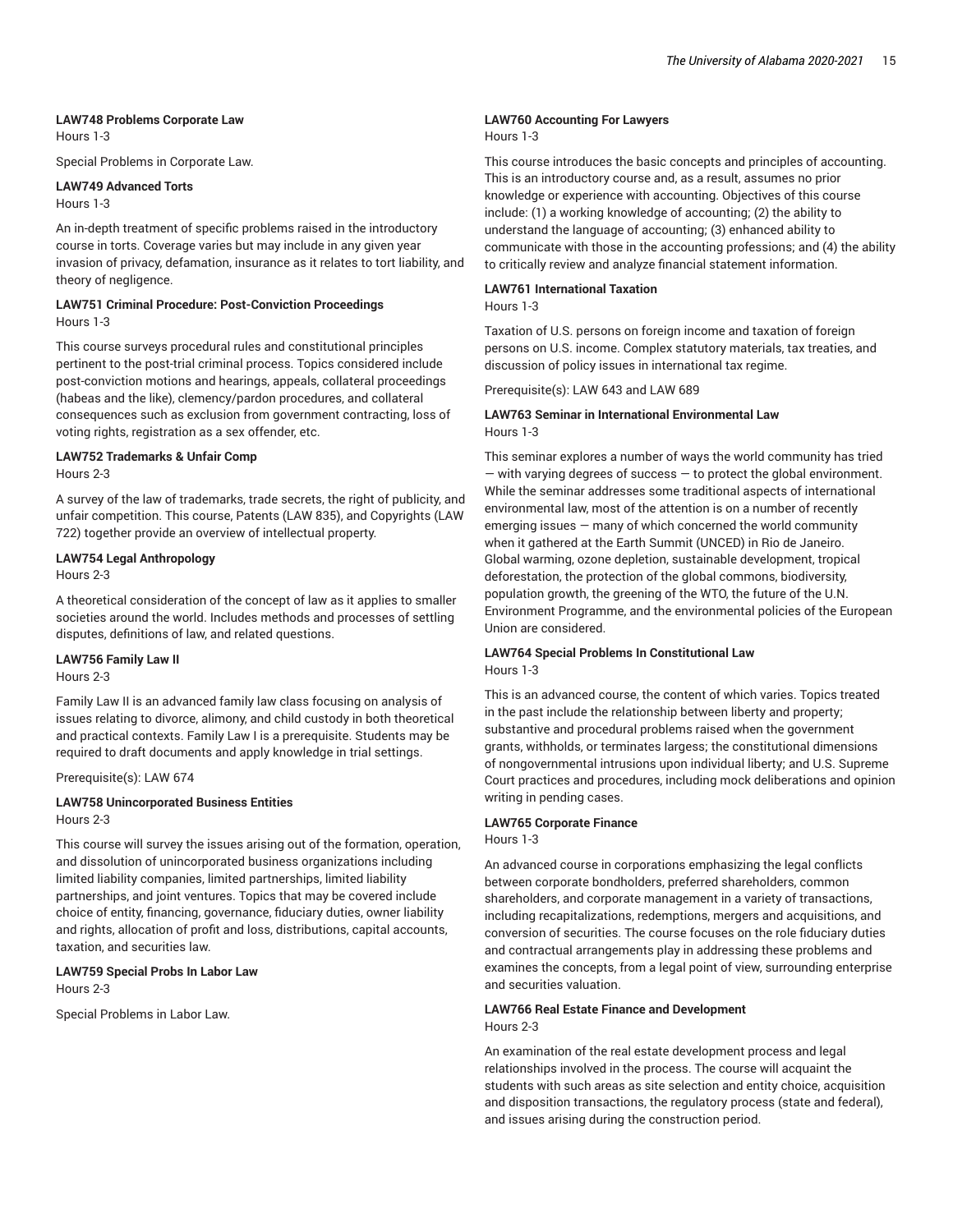#### LAW748 Problems Corporate Law

Hours 1-3

Special Problems in Corporate Law.

#### LAW749 Advanced Torts

Hours 1-3

An in-depth treatment of specific problems raised in the introductory course in torts. Coverage varies but may include in any given year invasion of privacy, defamation, insurance as it relates to tort liability, and theory of negligence.

#### LAW751 Criminal Procedure: Post-Conviction Proceedings

Hours 1-3

This course surveys procedural rules and constitutional principles pertinent to the post-trial criminal process. Topics considered include post-conviction motions and hearings, appeals, collateral proceedings (habeas and the like), clemency/pardon procedures, and collateral consequences such as exclusion from government contracting, loss of voting rights, registration as a sex offender, etc.

#### LAW752 Trademarks & Unfair Comp

Hours 2-3

A survey of the law of trademarks, trade secrets, the right of publicity, and unfair competition. This course, Patents (LAW 835), and Copyrights (LAW 722) together provide an overview of intellectual property.

#### LAW754 Legal Anthropology

Hours 2-3

A theoretical consideration of the concept of law as it applies to smaller societies around the world. Includes methods and processes of settling disputes, definitions of law, and related questions.

#### LAW756 Family Law II

Hours 2-3

Family Law II is an advanced family law class focusing on analysis of issues relating to divorce, alimony, and child custody in both theoretical and practical contexts. Family Law I is a prerequisite. Students may be required to draft documents and apply knowledge in trial settings.

Prerequisite(s): LAW 674

#### LAW758 Unincorporated Business Entities

Hours 2-3

This course will survey the issues arising out of the formation, operation, and dissolution of unincorporated business organizations including limited liability companies, limited partnerships, limited liability partnerships, and joint ventures. Topics that may be covered include choice of entity, financing, governance, fiduciary duties, owner liability and rights, allocation of profit and loss, distributions, capital accounts, taxation, and securities law.

#### LAW759 Special Probs In Labor Law

Hours 2-3

Special Problems in Labor Law.

#### LAW760 Accounting For Lawyers

Hours 1-3

This course introduces the basic concepts and principles of accounting. This is an introductory course and, as a result, assumes no prior knowledge or experience with accounting. Objectives of this course include: (1) a working knowledge of accounting; (2) the ability to understand the language of accounting; (3) enhanced ability to communicate with those in the accounting professions; and (4) the ability to critically review and analyze financial statement information.

#### LAW761 International Taxation

Hours 1-3

Taxation of U.S. persons on foreign income and taxation of foreign persons on U.S. income. Complex statutory materials, tax treaties, and discussion of policy issues in international tax regime.

Prerequisite(s): LAW 643 and LAW 689

#### LAW763 Seminar in International Environmental Law

Hours 1-3

This seminar explores a number of ways the world community has tried — with varying degrees of success — to protect the global environment. While the seminar addresses some traditional aspects of international environmental law, most of the attention is on a number of recently emerging issues — many of which concerned the world community when it gathered at the Earth Summit (UNCED) in Rio de Janeiro. Global warming, ozone depletion, sustainable development, tropical deforestation, the protection of the global commons, biodiversity, population growth, the greening of the WTO, the future of the U.N. Environment Programme, and the environmental policies of the European Union are considered.

#### LAW764 Special Problems In Constitutional Law

Hours 1-3

This is an advanced course, the content of which varies. Topics treated in the past include the relationship between liberty and property; substantive and procedural problems raised when the government grants, withholds, or terminates largess; the constitutional dimensions of nongovernmental intrusions upon individual liberty; and U.S. Supreme Court practices and procedures, including mock deliberations and opinion writing in pending cases.

#### LAW765 Corporate Finance

Hours 1-3

An advanced course in corporations emphasizing the legal conflicts between corporate bondholders, preferred shareholders, common shareholders, and corporate management in a variety of transactions, including recapitalizations, redemptions, mergers and acquisitions, and conversion of securities. The course focuses on the role fiduciary duties and contractual arrangements play in addressing these problems and examines the concepts, from a legal point of view, surrounding enterprise and securities valuation.

#### LAW766 Real Estate Finance and Development

Hours 2-3

An examination of the real estate development process and legal relationships involved in the process. The course will acquaint the students with such areas as site selection and entity choice, acquisition and disposition transactions, the regulatory process (state and federal), and issues arising during the construction period.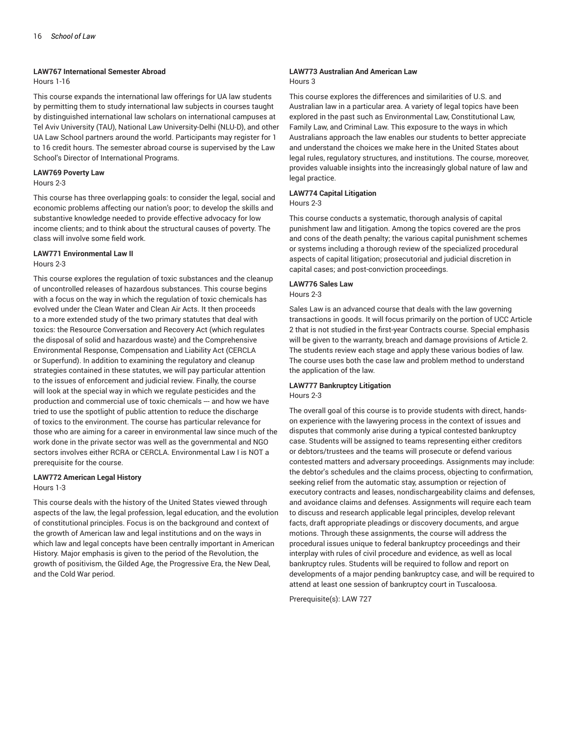**LAW767 International Semester Abroad**

Hours 1-16

This course expands the international law offerings for UA law students by permitting them to study international law subjects in courses taught by distinguished international law scholars on international campuses at Tel Aviv University (TAU), National Law University-Delhi (NLU-D), and other UA Law School partners around the world. Participants may register for 1 to 16 credit hours. The semester abroad course is supervised by the Law School's Director of International Programs.

**LAW769 Poverty Law**

Hours 2-3

This course has three overlapping goals: to consider the legal, social and economic problems affecting our nation's poor; to develop the skills and substantive knowledge needed to provide effective advocacy for low income clients; and to think about the structural causes of poverty. The class will involve some field work.

**LAW771 Environmental Law II**

Hours 2-3

This course explores the regulation of toxic substances and the cleanup of uncontrolled releases of hazardous substances. This course begins with a focus on the way in which the regulation of toxic chemicals has evolved under the Clean Water and Clean Air Acts. It then proceeds to a more extended study of the two primary statutes that deal with toxics: the Resource Conversation and Recovery Act (which regulates the disposal of solid and hazardous waste) and the Comprehensive Environmental Response, Compensation and Liability Act (CERCLA or Superfund). In addition to examining the regulatory and cleanup strategies contained in these statutes, we will pay particular attention to the issues of enforcement and judicial review. Finally, the course will look at the special way in which we regulate pesticides and the production and commercial use of toxic chemicals --- and how we have tried to use the spotlight of public attention to reduce the discharge of toxics to the environment. The course has particular relevance for those who are aiming for a career in environmental law since much of the work done in the private sector was well as the governmental and NGO sectors involves either RCRA or CERCLA. Environmental Law I is NOT a prerequisite for the course.

**LAW772 American Legal History**

Hours 1-3

This course deals with the history of the United States viewed through aspects of the law, the legal profession, legal education, and the evolution of constitutional principles. Focus is on the background and context of the growth of American law and legal institutions and on the ways in which law and legal concepts have been centrally important in American History. Major emphasis is given to the period of the Revolution, the growth of positivism, the Gilded Age, the Progressive Era, the New Deal, and the Cold War period.

**LAW773 Australian And American Law**

Hours 3

This course explores the differences and similarities of U.S. and Australian law in a particular area. A variety of legal topics have been explored in the past such as Environmental Law, Constitutional Law, Family Law, and Criminal Law. This exposure to the ways in which Australians approach the law enables our students to better appreciate and understand the choices we make here in the United States about legal rules, regulatory structures, and institutions. The course, moreover, provides valuable insights into the increasingly global nature of law and legal practice.

**LAW774 Capital Litigation**

Hours 2-3

This course conducts a systematic, thorough analysis of capital punishment law and litigation. Among the topics covered are the pros and cons of the death penalty; the various capital punishment schemes or systems including a thorough review of the specialized procedural aspects of capital litigation; prosecutorial and judicial discretion in capital cases; and post-conviction proceedings.

**LAW776 Sales Law**

Hours 2-3

Sales Law is an advanced course that deals with the law governing transactions in goods. It will focus primarily on the portion of UCC Article 2 that is not studied in the first-year Contracts course. Special emphasis will be given to the warranty, breach and damage provisions of Article 2. The students review each stage and apply these various bodies of law. The course uses both the case law and problem method to understand the application of the law.

**LAW777 Bankruptcy Litigation**

Hours 2-3

The overall goal of this course is to provide students with direct, hands-on experience with the lawyering process in the context of issues and disputes that commonly arise during a typical contested bankruptcy case. Students will be assigned to teams representing either creditors or debtors/trustees and the teams will prosecute or defend various contested matters and adversary proceedings. Assignments may include: the debtor's schedules and the claims process, objecting to confirmation, seeking relief from the automatic stay, assumption or rejection of executory contracts and leases, nondischargeability claims and defenses, and avoidance claims and defenses. Assignments will require each team to discuss and research applicable legal principles, develop relevant facts, draft appropriate pleadings or discovery documents, and argue motions. Through these assignments, the course will address the procedural issues unique to federal bankruptcy proceedings and their interplay with rules of civil procedure and evidence, as well as local bankruptcy rules. Students will be required to follow and report on developments of a major pending bankruptcy case, and will be required to attend at least one session of bankruptcy court in Tuscaloosa.

Prerequisite(s): LAW 727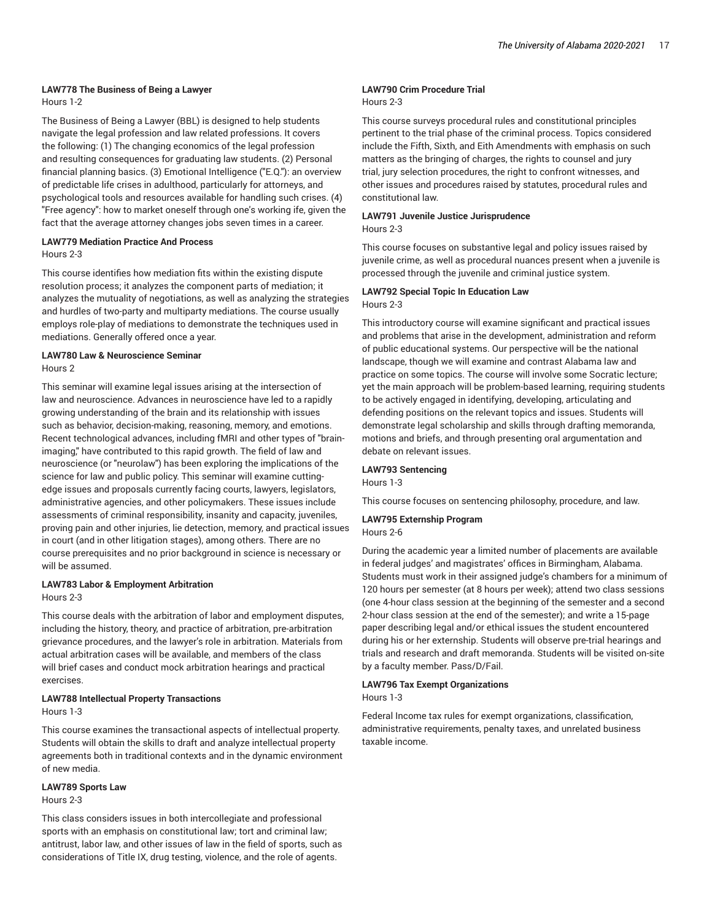**LAW778 The Business of Being a Lawyer**
Hours 1-2

The Business of Being a Lawyer (BBL) is designed to help students navigate the legal profession and law related professions. It covers the following: (1) The changing economics of the legal profession and resulting consequences for graduating law students. (2) Personal financial planning basics. (3) Emotional Intelligence ("E.Q."): an overview of predictable life crises in adulthood, particularly for attorneys, and psychological tools and resources available for handling such crises. (4) "Free agency": how to market oneself through one's working ife, given the fact that the average attorney changes jobs seven times in a career.

**LAW779 Mediation Practice And Process**
Hours 2-3

This course identifies how mediation fits within the existing dispute resolution process; it analyzes the component parts of mediation; it analyzes the mutuality of negotiations, as well as analyzing the strategies and hurdles of two-party and multiparty mediations. The course usually employs role-play of mediations to demonstrate the techniques used in mediations. Generally offered once a year.

**LAW780 Law & Neuroscience Seminar**
Hours 2

This seminar will examine legal issues arising at the intersection of law and neuroscience. Advances in neuroscience have led to a rapidly growing understanding of the brain and its relationship with issues such as behavior, decision-making, reasoning, memory, and emotions. Recent technological advances, including fMRI and other types of "brain-imaging," have contributed to this rapid growth. The field of law and neuroscience (or "neurolaw") has been exploring the implications of the science for law and public policy. This seminar will examine cutting-edge issues and proposals currently facing courts, lawyers, legislators, administrative agencies, and other policymakers. These issues include assessments of criminal responsibility, insanity and capacity, juveniles, proving pain and other injuries, lie detection, memory, and practical issues in court (and in other litigation stages), among others. There are no course prerequisites and no prior background in science is necessary or will be assumed.

**LAW783 Labor & Employment Arbitration**
Hours 2-3

This course deals with the arbitration of labor and employment disputes, including the history, theory, and practice of arbitration, pre-arbitration grievance procedures, and the lawyer's role in arbitration. Materials from actual arbitration cases will be available, and members of the class will brief cases and conduct mock arbitration hearings and practical exercises.

**LAW788 Intellectual Property Transactions**
Hours 1-3

This course examines the transactional aspects of intellectual property. Students will obtain the skills to draft and analyze intellectual property agreements both in traditional contexts and in the dynamic environment of new media.

**LAW789 Sports Law**
Hours 2-3

This class considers issues in both intercollegiate and professional sports with an emphasis on constitutional law; tort and criminal law; antitrust, labor law, and other issues of law in the field of sports, such as considerations of Title IX, drug testing, violence, and the role of agents.

**LAW790 Crim Procedure Trial**
Hours 2-3

This course surveys procedural rules and constitutional principles pertinent to the trial phase of the criminal process. Topics considered include the Fifth, Sixth, and Eith Amendments with emphasis on such matters as the bringing of charges, the rights to counsel and jury trial, jury selection procedures, the right to confront witnesses, and other issues and procedures raised by statutes, procedural rules and constitutional law.

**LAW791 Juvenile Justice Jurisprudence**
Hours 2-3

This course focuses on substantive legal and policy issues raised by juvenile crime, as well as procedural nuances present when a juvenile is processed through the juvenile and criminal justice system.

**LAW792 Special Topic In Education Law**
Hours 2-3

This introductory course will examine significant and practical issues and problems that arise in the development, administration and reform of public educational systems. Our perspective will be the national landscape, though we will examine and contrast Alabama law and practice on some topics. The course will involve some Socratic lecture; yet the main approach will be problem-based learning, requiring students to be actively engaged in identifying, developing, articulating and defending positions on the relevant topics and issues. Students will demonstrate legal scholarship and skills through drafting memoranda, motions and briefs, and through presenting oral argumentation and debate on relevant issues.

**LAW793 Sentencing**
Hours 1-3

This course focuses on sentencing philosophy, procedure, and law.

**LAW795 Externship Program**
Hours 2-6

During the academic year a limited number of placements are available in federal judges' and magistrates' offices in Birmingham, Alabama. Students must work in their assigned judge's chambers for a minimum of 120 hours per semester (at 8 hours per week); attend two class sessions (one 4-hour class session at the beginning of the semester and a second 2-hour class session at the end of the semester); and write a 15-page paper describing legal and/or ethical issues the student encountered during his or her externship. Students will observe pre-trial hearings and trials and research and draft memoranda. Students will be visited on-site by a faculty member. Pass/D/Fail.

**LAW796 Tax Exempt Organizations**
Hours 1-3

Federal Income tax rules for exempt organizations, classification, administrative requirements, penalty taxes, and unrelated business taxable income.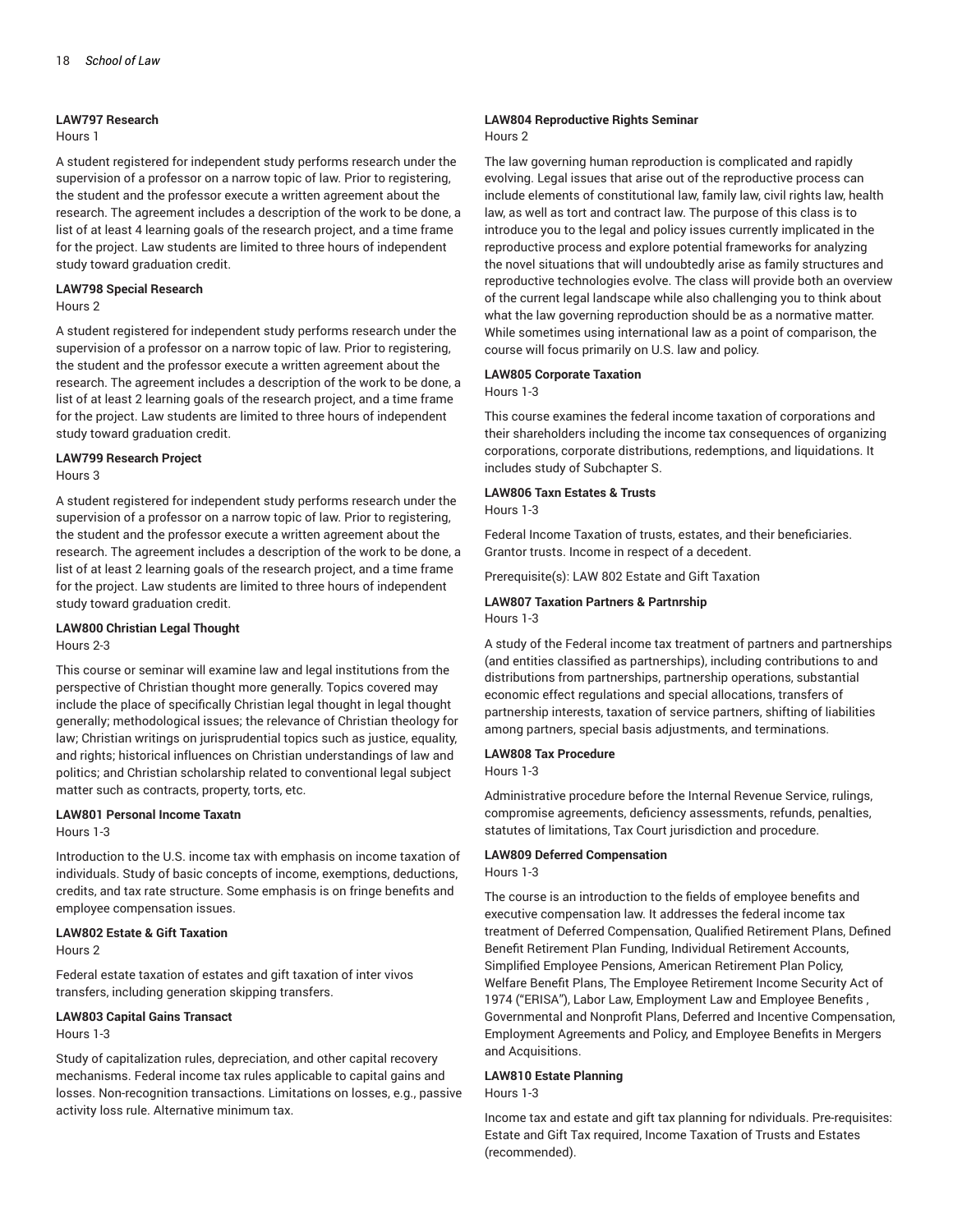#### LAW797 Research

Hours 1

A student registered for independent study performs research under the supervision of a professor on a narrow topic of law. Prior to registering, the student and the professor execute a written agreement about the research. The agreement includes a description of the work to be done, a list of at least 4 learning goals of the research project, and a time frame for the project. Law students are limited to three hours of independent study toward graduation credit.

#### LAW798 Special Research

Hours 2

A student registered for independent study performs research under the supervision of a professor on a narrow topic of law. Prior to registering, the student and the professor execute a written agreement about the research. The agreement includes a description of the work to be done, a list of at least 2 learning goals of the research project, and a time frame for the project. Law students are limited to three hours of independent study toward graduation credit.

#### LAW799 Research Project

Hours 3

A student registered for independent study performs research under the supervision of a professor on a narrow topic of law. Prior to registering, the student and the professor execute a written agreement about the research. The agreement includes a description of the work to be done, a list of at least 2 learning goals of the research project, and a time frame for the project. Law students are limited to three hours of independent study toward graduation credit.

#### LAW800 Christian Legal Thought

Hours 2-3

This course or seminar will examine law and legal institutions from the perspective of Christian thought more generally. Topics covered may include the place of specifically Christian legal thought in legal thought generally; methodological issues; the relevance of Christian theology for law; Christian writings on jurisprudential topics such as justice, equality, and rights; historical influences on Christian understandings of law and politics; and Christian scholarship related to conventional legal subject matter such as contracts, property, torts, etc.

#### LAW801 Personal Income Taxatn

Hours 1-3

Introduction to the U.S. income tax with emphasis on income taxation of individuals. Study of basic concepts of income, exemptions, deductions, credits, and tax rate structure. Some emphasis is on fringe benefits and employee compensation issues.

#### LAW802 Estate & Gift Taxation

Hours 2

Federal estate taxation of estates and gift taxation of inter vivos transfers, including generation skipping transfers.

#### LAW803 Capital Gains Transact

Hours 1-3

Study of capitalization rules, depreciation, and other capital recovery mechanisms. Federal income tax rules applicable to capital gains and losses. Non-recognition transactions. Limitations on losses, e.g., passive activity loss rule. Alternative minimum tax.

#### LAW804 Reproductive Rights Seminar

Hours 2

The law governing human reproduction is complicated and rapidly evolving. Legal issues that arise out of the reproductive process can include elements of constitutional law, family law, civil rights law, health law, as well as tort and contract law. The purpose of this class is to introduce you to the legal and policy issues currently implicated in the reproductive process and explore potential frameworks for analyzing the novel situations that will undoubtedly arise as family structures and reproductive technologies evolve. The class will provide both an overview of the current legal landscape while also challenging you to think about what the law governing reproduction should be as a normative matter. While sometimes using international law as a point of comparison, the course will focus primarily on U.S. law and policy.

#### LAW805 Corporate Taxation

Hours 1-3

This course examines the federal income taxation of corporations and their shareholders including the income tax consequences of organizing corporations, corporate distributions, redemptions, and liquidations. It includes study of Subchapter S.

#### LAW806 Taxn Estates & Trusts

Hours 1-3

Federal Income Taxation of trusts, estates, and their beneficiaries. Grantor trusts. Income in respect of a decedent.

Prerequisite(s): LAW 802 Estate and Gift Taxation

#### LAW807 Taxation Partners & Partnrship

Hours 1-3

A study of the Federal income tax treatment of partners and partnerships (and entities classified as partnerships), including contributions to and distributions from partnerships, partnership operations, substantial economic effect regulations and special allocations, transfers of partnership interests, taxation of service partners, shifting of liabilities among partners, special basis adjustments, and terminations.

#### LAW808 Tax Procedure

Hours 1-3

Administrative procedure before the Internal Revenue Service, rulings, compromise agreements, deficiency assessments, refunds, penalties, statutes of limitations, Tax Court jurisdiction and procedure.

#### LAW809 Deferred Compensation

Hours 1-3

The course is an introduction to the fields of employee benefits and executive compensation law. It addresses the federal income tax treatment of Deferred Compensation, Qualified Retirement Plans, Defined Benefit Retirement Plan Funding, Individual Retirement Accounts, Simplified Employee Pensions, American Retirement Plan Policy, Welfare Benefit Plans, The Employee Retirement Income Security Act of 1974 ("ERISA"), Labor Law, Employment Law and Employee Benefits , Governmental and Nonprofit Plans, Deferred and Incentive Compensation, Employment Agreements and Policy, and Employee Benefits in Mergers and Acquisitions.

#### LAW810 Estate Planning

Hours 1-3

Income tax and estate and gift tax planning for ndividuals. Pre-requisites: Estate and Gift Tax required, Income Taxation of Trusts and Estates (recommended).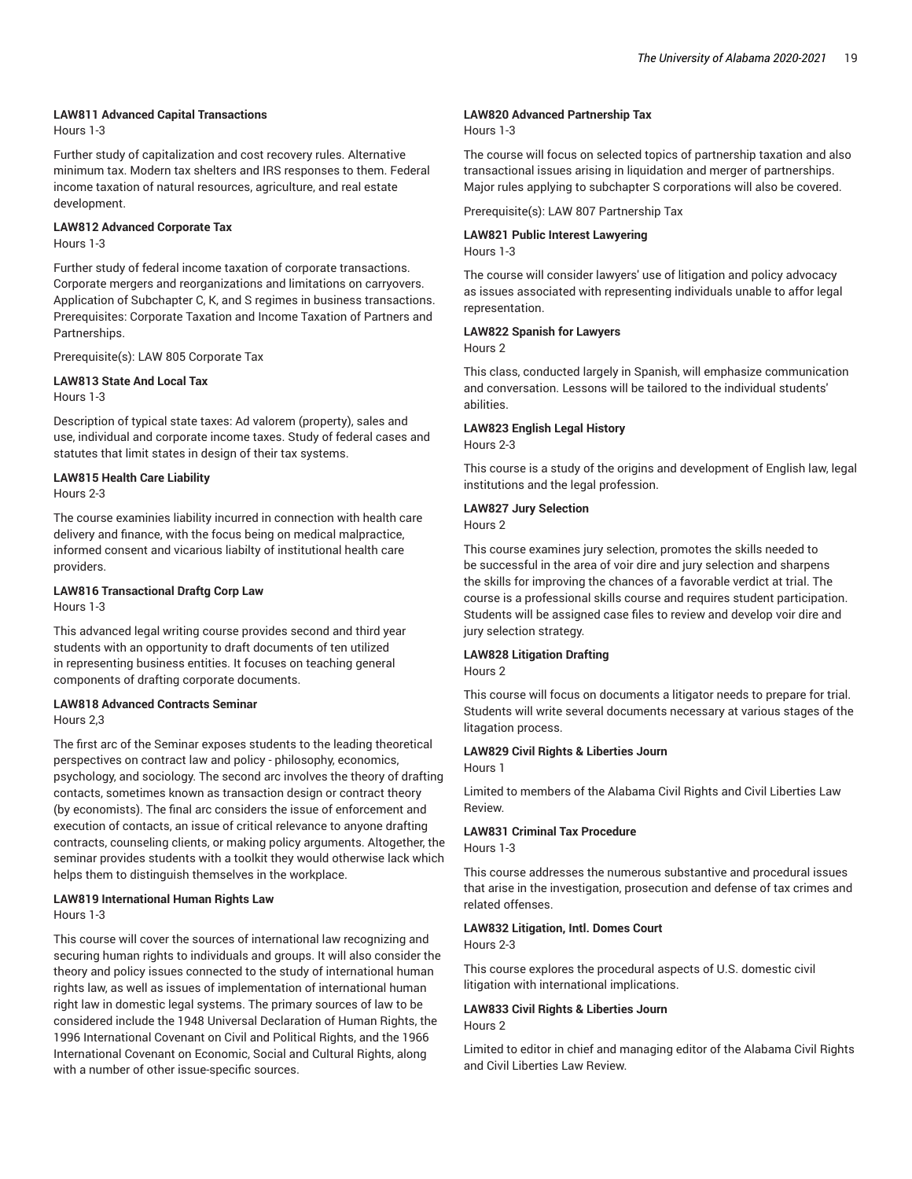**LAW811 Advanced Capital Transactions**
Hours 1-3

Further study of capitalization and cost recovery rules. Alternative minimum tax. Modern tax shelters and IRS responses to them. Federal income taxation of natural resources, agriculture, and real estate development.

**LAW812 Advanced Corporate Tax**
Hours 1-3

Further study of federal income taxation of corporate transactions. Corporate mergers and reorganizations and limitations on carryovers. Application of Subchapter C, K, and S regimes in business transactions. Prerequisites: Corporate Taxation and Income Taxation of Partners and Partnerships.

Prerequisite(s): LAW 805 Corporate Tax

**LAW813 State And Local Tax**
Hours 1-3

Description of typical state taxes: Ad valorem (property), sales and use, individual and corporate income taxes. Study of federal cases and statutes that limit states in design of their tax systems.

**LAW815 Health Care Liability**
Hours 2-3

The course examinies liability incurred in connection with health care delivery and finance, with the focus being on medical malpractice, informed consent and vicarious liabilty of institutional health care providers.

**LAW816 Transactional Draftg Corp Law**
Hours 1-3

This advanced legal writing course provides second and third year students with an opportunity to draft documents of ten utilized in representing business entities. It focuses on teaching general components of drafting corporate documents.

**LAW818 Advanced Contracts Seminar**
Hours 2,3

The first arc of the Seminar exposes students to the leading theoretical perspectives on contract law and policy - philosophy, economics, psychology, and sociology. The second arc involves the theory of drafting contacts, sometimes known as transaction design or contract theory (by economists). The final arc considers the issue of enforcement and execution of contacts, an issue of critical relevance to anyone drafting contracts, counseling clients, or making policy arguments. Altogether, the seminar provides students with a toolkit they would otherwise lack which helps them to distinguish themselves in the workplace.

**LAW819 International Human Rights Law**
Hours 1-3

This course will cover the sources of international law recognizing and securing human rights to individuals and groups. It will also consider the theory and policy issues connected to the study of international human rights law, as well as issues of implementation of international human right law in domestic legal systems. The primary sources of law to be considered include the 1948 Universal Declaration of Human Rights, the 1996 International Covenant on Civil and Political Rights, and the 1966 International Covenant on Economic, Social and Cultural Rights, along with a number of other issue-specific sources.

**LAW820 Advanced Partnership Tax**
Hours 1-3

The course will focus on selected topics of partnership taxation and also transactional issues arising in liquidation and merger of partnerships. Major rules applying to subchapter S corporations will also be covered.

Prerequisite(s): LAW 807 Partnership Tax

**LAW821 Public Interest Lawyering**
Hours 1-3

The course will consider lawyers' use of litigation and policy advocacy as issues associated with representing individuals unable to affor legal representation.

**LAW822 Spanish for Lawyers**
Hours 2

This class, conducted largely in Spanish, will emphasize communication and conversation. Lessons will be tailored to the individual students' abilities.

**LAW823 English Legal History**
Hours 2-3

This course is a study of the origins and development of English law, legal institutions and the legal profession.

**LAW827 Jury Selection**
Hours 2

This course examines jury selection, promotes the skills needed to be successful in the area of voir dire and jury selection and sharpens the skills for improving the chances of a favorable verdict at trial. The course is a professional skills course and requires student participation. Students will be assigned case files to review and develop voir dire and jury selection strategy.

**LAW828 Litigation Drafting**
Hours 2

This course will focus on documents a litigator needs to prepare for trial. Students will write several documents necessary at various stages of the litagation process.

**LAW829 Civil Rights & Liberties Journ**
Hours 1

Limited to members of the Alabama Civil Rights and Civil Liberties Law Review.

**LAW831 Criminal Tax Procedure**
Hours 1-3

This course addresses the numerous substantive and procedural issues that arise in the investigation, prosecution and defense of tax crimes and related offenses.

**LAW832 Litigation, Intl. Domes Court**
Hours 2-3

This course explores the procedural aspects of U.S. domestic civil litigation with international implications.

**LAW833 Civil Rights & Liberties Journ**
Hours 2

Limited to editor in chief and managing editor of the Alabama Civil Rights and Civil Liberties Law Review.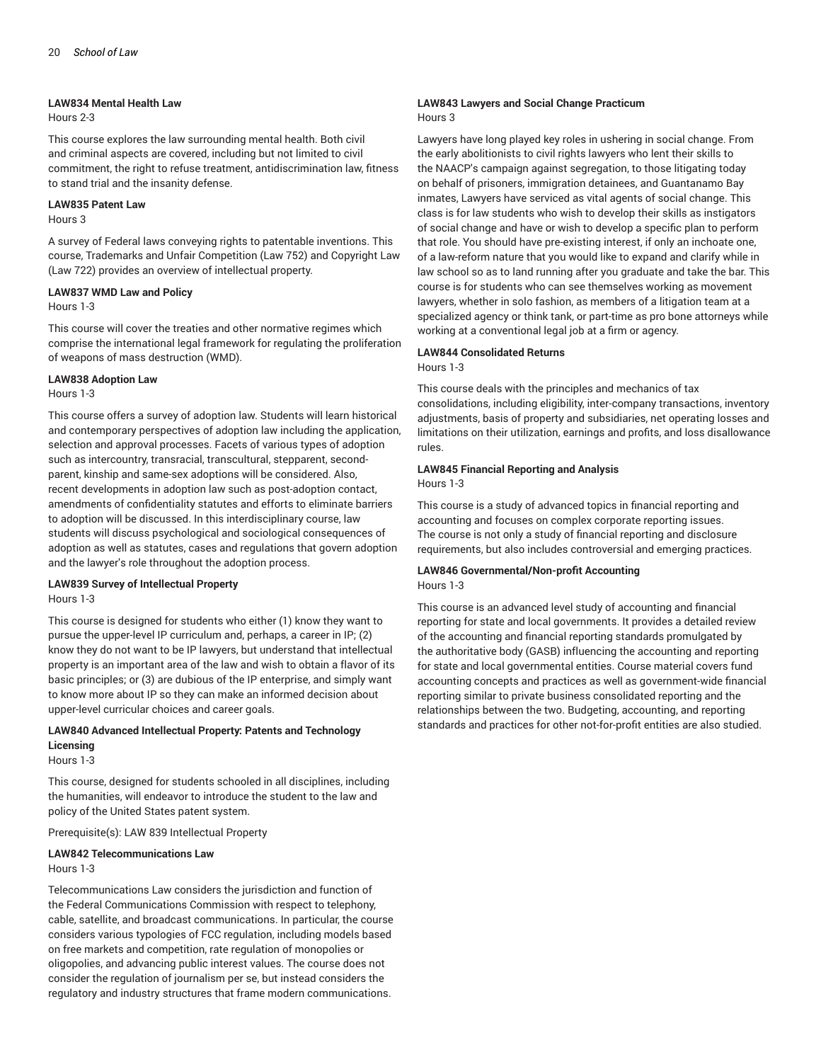#### LAW834 Mental Health Law

Hours 2-3

This course explores the law surrounding mental health. Both civil and criminal aspects are covered, including but not limited to civil commitment, the right to refuse treatment, antidiscrimination law, fitness to stand trial and the insanity defense.

#### LAW835 Patent Law

Hours 3

A survey of Federal laws conveying rights to patentable inventions. This course, Trademarks and Unfair Competition (Law 752) and Copyright Law (Law 722) provides an overview of intellectual property.

#### LAW837 WMD Law and Policy

Hours 1-3

This course will cover the treaties and other normative regimes which comprise the international legal framework for regulating the proliferation of weapons of mass destruction (WMD).

#### LAW838 Adoption Law

Hours 1-3

This course offers a survey of adoption law. Students will learn historical and contemporary perspectives of adoption law including the application, selection and approval processes. Facets of various types of adoption such as intercountry, transracial, transcultural, stepparent, second-parent, kinship and same-sex adoptions will be considered. Also, recent developments in adoption law such as post-adoption contact, amendments of confidentiality statutes and efforts to eliminate barriers to adoption will be discussed. In this interdisciplinary course, law students will discuss psychological and sociological consequences of adoption as well as statutes, cases and regulations that govern adoption and the lawyer's role throughout the adoption process.

#### LAW839 Survey of Intellectual Property

Hours 1-3

This course is designed for students who either (1) know they want to pursue the upper-level IP curriculum and, perhaps, a career in IP; (2) know they do not want to be IP lawyers, but understand that intellectual property is an important area of the law and wish to obtain a flavor of its basic principles; or (3) are dubious of the IP enterprise, and simply want to know more about IP so they can make an informed decision about upper-level curricular choices and career goals.

#### LAW840 Advanced Intellectual Property: Patents and Technology Licensing

Hours 1-3

This course, designed for students schooled in all disciplines, including the humanities, will endeavor to introduce the student to the law and policy of the United States patent system.

Prerequisite(s): LAW 839 Intellectual Property

#### LAW842 Telecommunications Law

Hours 1-3

Telecommunications Law considers the jurisdiction and function of the Federal Communications Commission with respect to telephony, cable, satellite, and broadcast communications. In particular, the course considers various typologies of FCC regulation, including models based on free markets and competition, rate regulation of monopolies or oligopolies, and advancing public interest values. The course does not consider the regulation of journalism per se, but instead considers the regulatory and industry structures that frame modern communications.

#### LAW843 Lawyers and Social Change Practicum

Hours 3

Lawyers have long played key roles in ushering in social change. From the early abolitionists to civil rights lawyers who lent their skills to the NAACP's campaign against segregation, to those litigating today on behalf of prisoners, immigration detainees, and Guantanamo Bay inmates, Lawyers have serviced as vital agents of social change. This class is for law students who wish to develop their skills as instigators of social change and have or wish to develop a specific plan to perform that role. You should have pre-existing interest, if only an inchoate one, of a law-reform nature that you would like to expand and clarify while in law school so as to land running after you graduate and take the bar. This course is for students who can see themselves working as movement lawyers, whether in solo fashion, as members of a litigation team at a specialized agency or think tank, or part-time as pro bone attorneys while working at a conventional legal job at a firm or agency.

#### LAW844 Consolidated Returns

Hours 1-3

This course deals with the principles and mechanics of tax consolidations, including eligibility, inter-company transactions, inventory adjustments, basis of property and subsidiaries, net operating losses and limitations on their utilization, earnings and profits, and loss disallowance rules.

#### LAW845 Financial Reporting and Analysis

Hours 1-3

This course is a study of advanced topics in financial reporting and accounting and focuses on complex corporate reporting issues. The course is not only a study of financial reporting and disclosure requirements, but also includes controversial and emerging practices.

#### LAW846 Governmental/Non-profit Accounting

Hours 1-3

This course is an advanced level study of accounting and financial reporting for state and local governments. It provides a detailed review of the accounting and financial reporting standards promulgated by the authoritative body (GASB) influencing the accounting and reporting for state and local governmental entities. Course material covers fund accounting concepts and practices as well as government-wide financial reporting similar to private business consolidated reporting and the relationships between the two. Budgeting, accounting, and reporting standards and practices for other not-for-profit entities are also studied.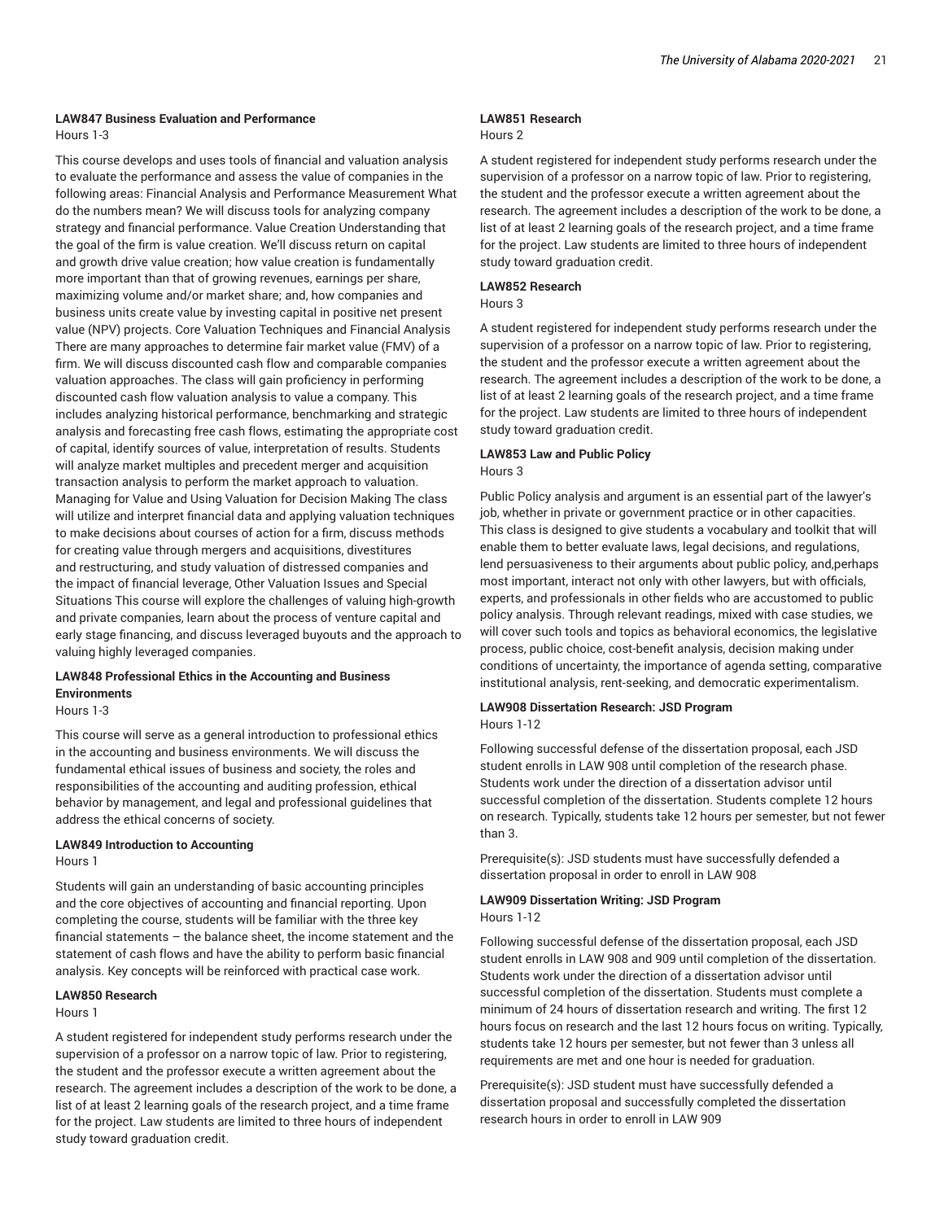#### LAW847 Business Evaluation and Performance

Hours 1-3

This course develops and uses tools of financial and valuation analysis to evaluate the performance and assess the value of companies in the following areas: Financial Analysis and Performance Measurement What do the numbers mean? We will discuss tools for analyzing company strategy and financial performance. Value Creation Understanding that the goal of the firm is value creation. We'll discuss return on capital and growth drive value creation; how value creation is fundamentally more important than that of growing revenues, earnings per share, maximizing volume and/or market share; and, how companies and business units create value by investing capital in positive net present value (NPV) projects. Core Valuation Techniques and Financial Analysis There are many approaches to determine fair market value (FMV) of a firm. We will discuss discounted cash flow and comparable companies valuation approaches. The class will gain proficiency in performing discounted cash flow valuation analysis to value a company. This includes analyzing historical performance, benchmarking and strategic analysis and forecasting free cash flows, estimating the appropriate cost of capital, identify sources of value, interpretation of results. Students will analyze market multiples and precedent merger and acquisition transaction analysis to perform the market approach to valuation. Managing for Value and Using Valuation for Decision Making The class will utilize and interpret financial data and applying valuation techniques to make decisions about courses of action for a firm, discuss methods for creating value through mergers and acquisitions, divestitures and restructuring, and study valuation of distressed companies and the impact of financial leverage, Other Valuation Issues and Special Situations This course will explore the challenges of valuing high-growth and private companies, learn about the process of venture capital and early stage financing, and discuss leveraged buyouts and the approach to valuing highly leveraged companies.

#### LAW848 Professional Ethics in the Accounting and Business Environments

Hours 1-3

This course will serve as a general introduction to professional ethics in the accounting and business environments. We will discuss the fundamental ethical issues of business and society, the roles and responsibilities of the accounting and auditing profession, ethical behavior by management, and legal and professional guidelines that address the ethical concerns of society.

#### LAW849 Introduction to Accounting

Hours 1

Students will gain an understanding of basic accounting principles and the core objectives of accounting and financial reporting. Upon completing the course, students will be familiar with the three key financial statements – the balance sheet, the income statement and the statement of cash flows and have the ability to perform basic financial analysis. Key concepts will be reinforced with practical case work.

#### LAW850 Research

Hours 1

A student registered for independent study performs research under the supervision of a professor on a narrow topic of law. Prior to registering, the student and the professor execute a written agreement about the research. The agreement includes a description of the work to be done, a list of at least 2 learning goals of the research project, and a time frame for the project. Law students are limited to three hours of independent study toward graduation credit.

#### LAW851 Research

Hours 2

A student registered for independent study performs research under the supervision of a professor on a narrow topic of law. Prior to registering, the student and the professor execute a written agreement about the research. The agreement includes a description of the work to be done, a list of at least 2 learning goals of the research project, and a time frame for the project. Law students are limited to three hours of independent study toward graduation credit.

#### LAW852 Research

Hours 3

A student registered for independent study performs research under the supervision of a professor on a narrow topic of law. Prior to registering, the student and the professor execute a written agreement about the research. The agreement includes a description of the work to be done, a list of at least 2 learning goals of the research project, and a time frame for the project. Law students are limited to three hours of independent study toward graduation credit.

#### LAW853 Law and Public Policy

Hours 3

Public Policy analysis and argument is an essential part of the lawyer's job, whether in private or government practice or in other capacities. This class is designed to give students a vocabulary and toolkit that will enable them to better evaluate laws, legal decisions, and regulations, lend persuasiveness to their arguments about public policy, and,perhaps most important, interact not only with other lawyers, but with officials, experts, and professionals in other fields who are accustomed to public policy analysis. Through relevant readings, mixed with case studies, we will cover such tools and topics as behavioral economics, the legislative process, public choice, cost-benefit analysis, decision making under conditions of uncertainty, the importance of agenda setting, comparative institutional analysis, rent-seeking, and democratic experimentalism.

#### LAW908 Dissertation Research: JSD Program

Hours 1-12

Following successful defense of the dissertation proposal, each JSD student enrolls in LAW 908 until completion of the research phase. Students work under the direction of a dissertation advisor until successful completion of the dissertation. Students complete 12 hours on research. Typically, students take 12 hours per semester, but not fewer than 3.

Prerequisite(s): JSD students must have successfully defended a dissertation proposal in order to enroll in LAW 908

#### LAW909 Dissertation Writing: JSD Program

Hours 1-12

Following successful defense of the dissertation proposal, each JSD student enrolls in LAW 908 and 909 until completion of the dissertation. Students work under the direction of a dissertation advisor until successful completion of the dissertation. Students must complete a minimum of 24 hours of dissertation research and writing. The first 12 hours focus on research and the last 12 hours focus on writing. Typically, students take 12 hours per semester, but not fewer than 3 unless all requirements are met and one hour is needed for graduation.

Prerequisite(s): JSD student must have successfully defended a dissertation proposal and successfully completed the dissertation research hours in order to enroll in LAW 909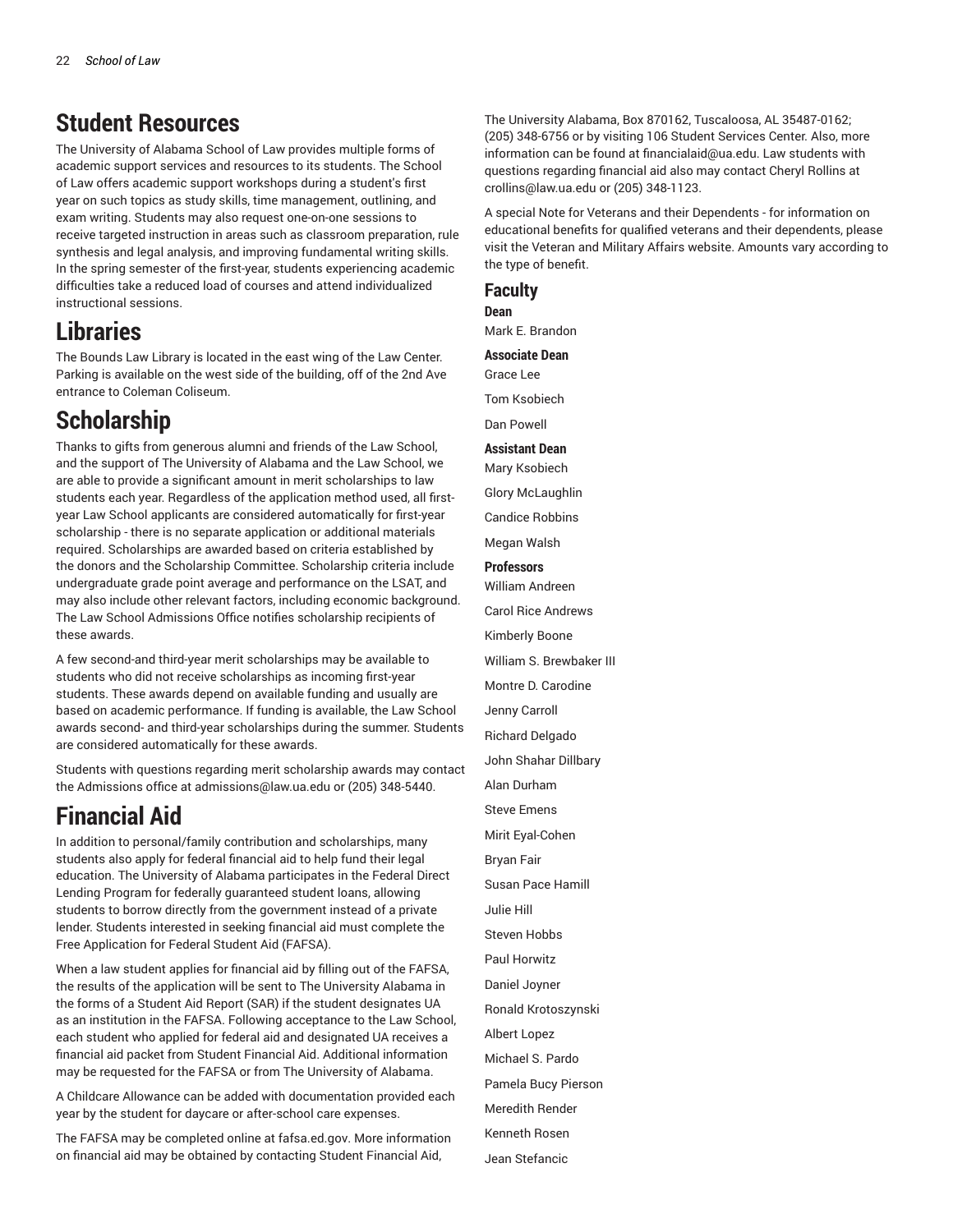# Student Resources

The University of Alabama School of Law provides multiple forms of academic support services and resources to its students. The School of Law offers academic support workshops during a student's first year on such topics as study skills, time management, outlining, and exam writing. Students may also request one-on-one sessions to receive targeted instruction in areas such as classroom preparation, rule synthesis and legal analysis, and improving fundamental writing skills. In the spring semester of the first-year, students experiencing academic difficulties take a reduced load of courses and attend individualized instructional sessions.

# Libraries

The Bounds Law Library is located in the east wing of the Law Center. Parking is available on the west side of the building, off of the 2nd Ave entrance to Coleman Coliseum.

# Scholarship

Thanks to gifts from generous alumni and friends of the Law School, and the support of The University of Alabama and the Law School, we are able to provide a significant amount in merit scholarships to law students each year. Regardless of the application method used, all first-year Law School applicants are considered automatically for first-year scholarship - there is no separate application or additional materials required. Scholarships are awarded based on criteria established by the donors and the Scholarship Committee. Scholarship criteria include undergraduate grade point average and performance on the LSAT, and may also include other relevant factors, including economic background. The Law School Admissions Office notifies scholarship recipients of these awards.

A few second-and third-year merit scholarships may be available to students who did not receive scholarships as incoming first-year students. These awards depend on available funding and usually are based on academic performance. If funding is available, the Law School awards second- and third-year scholarships during the summer. Students are considered automatically for these awards.

Students with questions regarding merit scholarship awards may contact the Admissions office at admissions@law.ua.edu or (205) 348-5440.

# Financial Aid

In addition to personal/family contribution and scholarships, many students also apply for federal financial aid to help fund their legal education. The University of Alabama participates in the Federal Direct Lending Program for federally guaranteed student loans, allowing students to borrow directly from the government instead of a private lender. Students interested in seeking financial aid must complete the Free Application for Federal Student Aid (FAFSA).

When a law student applies for financial aid by filling out of the FAFSA, the results of the application will be sent to The University Alabama in the forms of a Student Aid Report (SAR) if the student designates UA as an institution in the FAFSA. Following acceptance to the Law School, each student who applied for federal aid and designated UA receives a financial aid packet from Student Financial Aid. Additional information may be requested for the FAFSA or from The University of Alabama.

A Childcare Allowance can be added with documentation provided each year by the student for daycare or after-school care expenses.

The FAFSA may be completed online at fafsa.ed.gov. More information on financial aid may be obtained by contacting Student Financial Aid, The University Alabama, Box 870162, Tuscaloosa, AL 35487-0162; (205) 348-6756 or by visiting 106 Student Services Center. Also, more information can be found at financialaid@ua.edu. Law students with questions regarding financial aid also may contact Cheryl Rollins at crollins@law.ua.edu or (205) 348-1123.

A special Note for Veterans and their Dependents - for information on educational benefits for qualified veterans and their dependents, please visit the Veteran and Military Affairs website. Amounts vary according to the type of benefit.

## Faculty

**Dean**

Mark E. Brandon

**Associate Dean**

Grace Lee

Tom Ksobiech

Dan Powell

**Assistant Dean**

Mary Ksobiech

Glory McLaughlin

Candice Robbins

Megan Walsh

**Professors**

William Andreen

Carol Rice Andrews

Kimberly Boone

William S. Brewbaker III

Montre D. Carodine

Jenny Carroll

Richard Delgado

John Shahar Dillbary

Alan Durham

Steve Emens

Mirit Eyal-Cohen

Bryan Fair

Susan Pace Hamill

Julie Hill

Steven Hobbs

Paul Horwitz

Daniel Joyner

Ronald Krotoszynski

Albert Lopez

Michael S. Pardo

Pamela Bucy Pierson

Meredith Render

Kenneth Rosen

Jean Stefancic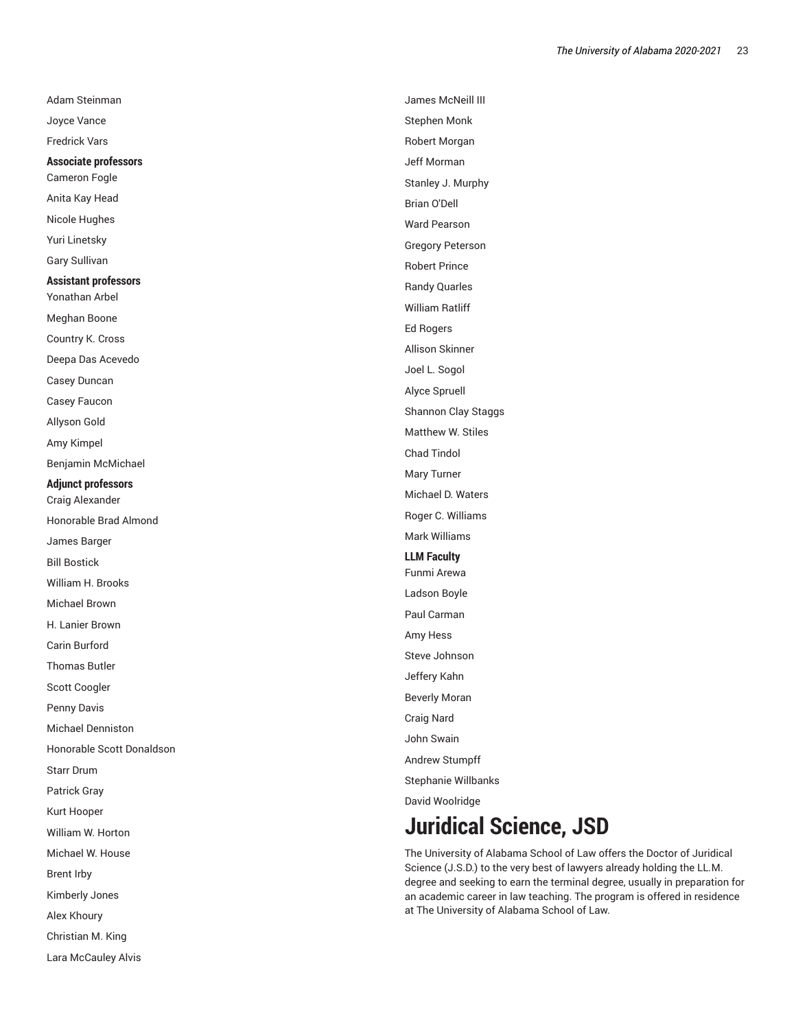Adam Steinman

Joyce Vance

Fredrick Vars

**Associate professors**

Cameron Fogle

Anita Kay Head

Nicole Hughes

Yuri Linetsky

Gary Sullivan

**Assistant professors**

Yonathan Arbel

Meghan Boone

Country K. Cross

Deepa Das Acevedo

Casey Duncan

Casey Faucon

Allyson Gold

Amy Kimpel

Benjamin McMichael

**Adjunct professors**

Craig Alexander

Honorable Brad Almond

James Barger

Bill Bostick

William H. Brooks

Michael Brown

H. Lanier Brown

Carin Burford

Thomas Butler

Scott Coogler

Penny Davis

Michael Denniston

Honorable Scott Donaldson

Starr Drum

Patrick Gray

Kurt Hooper

William W. Horton

Michael W. House

Brent Irby

Kimberly Jones

Alex Khoury

Christian M. King

Lara McCauley Alvis

James McNeill III

Stephen Monk

Robert Morgan

Jeff Morman

Stanley J. Murphy

Brian O'Dell

Ward Pearson

Gregory Peterson

Robert Prince

Randy Quarles

William Ratliff

Ed Rogers

Allison Skinner

Joel L. Sogol

Alyce Spruell

Shannon Clay Staggs

Matthew W. Stiles

Chad Tindol

Mary Turner

Michael D. Waters

Roger C. Williams

Mark Williams

**LLM Faculty**

Funmi Arewa

Ladson Boyle

Paul Carman

Amy Hess

Steve Johnson

Jeffery Kahn

Beverly Moran

Craig Nard

John Swain

Andrew Stumpff

Stephanie Willbanks

David Woolridge

# Juridical Science, JSD

The University of Alabama School of Law offers the Doctor of Juridical Science (J.S.D.) to the very best of lawyers already holding the LL.M. degree and seeking to earn the terminal degree, usually in preparation for an academic career in law teaching. The program is offered in residence at The University of Alabama School of Law.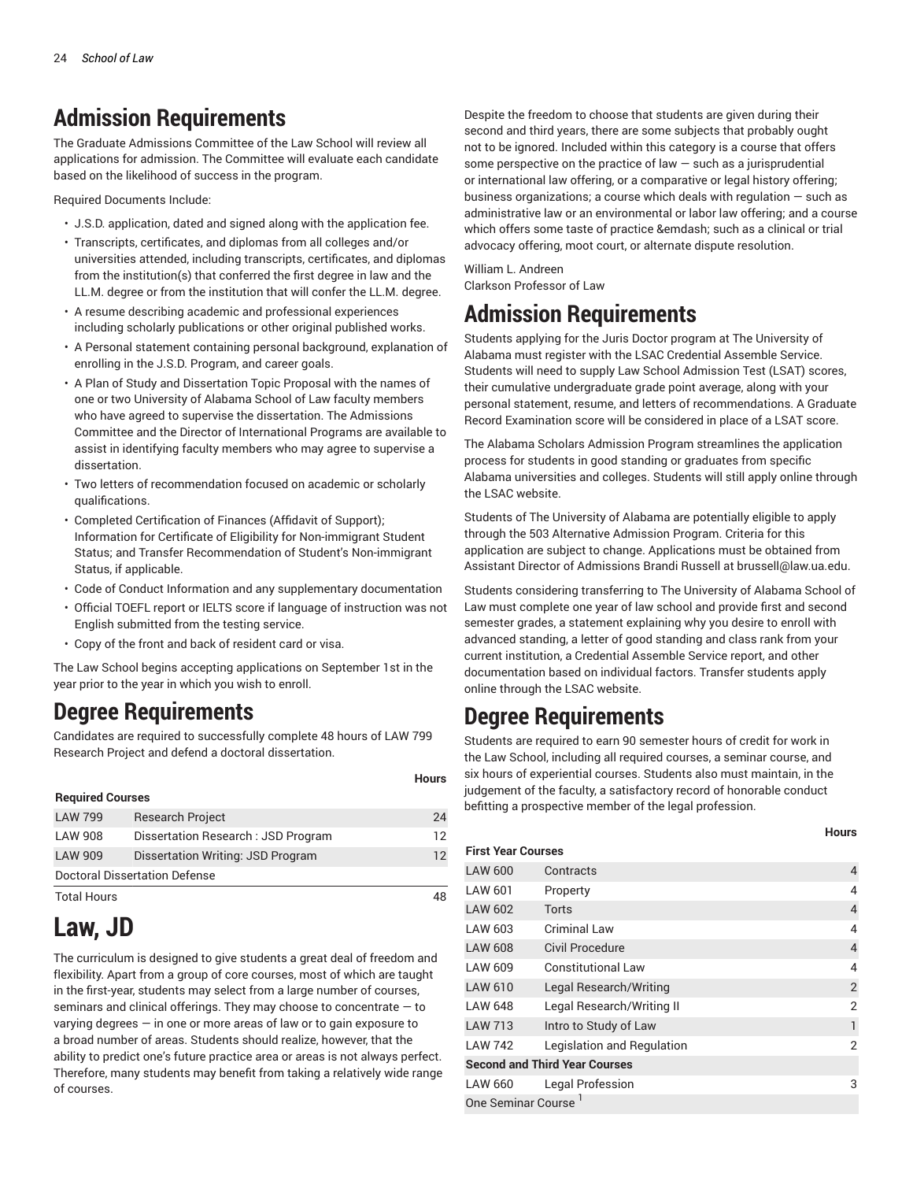## Admission Requirements

The Graduate Admissions Committee of the Law School will review all applications for admission. The Committee will evaluate each candidate based on the likelihood of success in the program.

Required Documents Include:

- J.S.D. application, dated and signed along with the application fee.
- Transcripts, certificates, and diplomas from all colleges and/or universities attended, including transcripts, certificates, and diplomas from the institution(s) that conferred the first degree in law and the LL.M. degree or from the institution that will confer the LL.M. degree.
- A resume describing academic and professional experiences including scholarly publications or other original published works.
- A Personal statement containing personal background, explanation of enrolling in the J.S.D. Program, and career goals.
- A Plan of Study and Dissertation Topic Proposal with the names of one or two University of Alabama School of Law faculty members who have agreed to supervise the dissertation. The Admissions Committee and the Director of International Programs are available to assist in identifying faculty members who may agree to supervise a dissertation.
- Two letters of recommendation focused on academic or scholarly qualifications.
- Completed Certification of Finances (Affidavit of Support); Information for Certificate of Eligibility for Non-immigrant Student Status; and Transfer Recommendation of Student's Non-immigrant Status, if applicable.
- Code of Conduct Information and any supplementary documentation
- Official TOEFL report or IELTS score if language of instruction was not English submitted from the testing service.
- Copy of the front and back of resident card or visa.

The Law School begins accepting applications on September 1st in the year prior to the year in which you wish to enroll.

## Degree Requirements

Candidates are required to successfully complete 48 hours of LAW 799 Research Project and defend a doctoral dissertation.

| | | Hours |
|---|---|---|
| **Required Courses** | | |
| LAW 799 | Research Project | 24 |
| LAW 908 | Dissertation Research : JSD Program | 12 |
| LAW 909 | Dissertation Writing: JSD Program | 12 |
| Doctoral Dissertation Defense | | |
| Total Hours | | 48 |

# Law, JD

The curriculum is designed to give students a great deal of freedom and flexibility. Apart from a group of core courses, most of which are taught in the first-year, students may select from a large number of courses, seminars and clinical offerings. They may choose to concentrate — to varying degrees — in one or more areas of law or to gain exposure to a broad number of areas. Students should realize, however, that the ability to predict one's future practice area or areas is not always perfect. Therefore, many students may benefit from taking a relatively wide range of courses.

Despite the freedom to choose that students are given during their second and third years, there are some subjects that probably ought not to be ignored. Included within this category is a course that offers some perspective on the practice of law — such as a jurisprudential or international law offering, or a comparative or legal history offering; business organizations; a course which deals with regulation — such as administrative law or an environmental or labor law offering; and a course which offers some taste of practice &emdash; such as a clinical or trial advocacy offering, moot court, or alternate dispute resolution.

William L. Andreen
Clarkson Professor of Law

## Admission Requirements

Students applying for the Juris Doctor program at The University of Alabama must register with the LSAC Credential Assemble Service. Students will need to supply Law School Admission Test (LSAT) scores, their cumulative undergraduate grade point average, along with your personal statement, resume, and letters of recommendations. A Graduate Record Examination score will be considered in place of a LSAT score.

The Alabama Scholars Admission Program streamlines the application process for students in good standing or graduates from specific Alabama universities and colleges. Students will still apply online through the LSAC website.

Students of The University of Alabama are potentially eligible to apply through the 503 Alternative Admission Program. Criteria for this application are subject to change. Applications must be obtained from Assistant Director of Admissions Brandi Russell at brussell@law.ua.edu.

Students considering transferring to The University of Alabama School of Law must complete one year of law school and provide first and second semester grades, a statement explaining why you desire to enroll with advanced standing, a letter of good standing and class rank from your current institution, a Credential Assemble Service report, and other documentation based on individual factors. Transfer students apply online through the LSAC website.

## Degree Requirements

Students are required to earn 90 semester hours of credit for work in the Law School, including all required courses, a seminar course, and six hours of experiential courses. Students also must maintain, in the judgement of the faculty, a satisfactory record of honorable conduct befitting a prospective member of the legal profession.

| | | Hours |
|---|---|---|
| **First Year Courses** | | |
| LAW 600 | Contracts | 4 |
| LAW 601 | Property | 4 |
| LAW 602 | Torts | 4 |
| LAW 603 | Criminal Law | 4 |
| LAW 608 | Civil Procedure | 4 |
| LAW 609 | Constitutional Law | 4 |
| LAW 610 | Legal Research/Writing | 2 |
| LAW 648 | Legal Research/Writing II | 2 |
| LAW 713 | Intro to Study of Law | 1 |
| LAW 742 | Legislation and Regulation | 2 |
| **Second and Third Year Courses** | | |
| LAW 660 | Legal Profession | 3 |
| One Seminar Course [1] | | |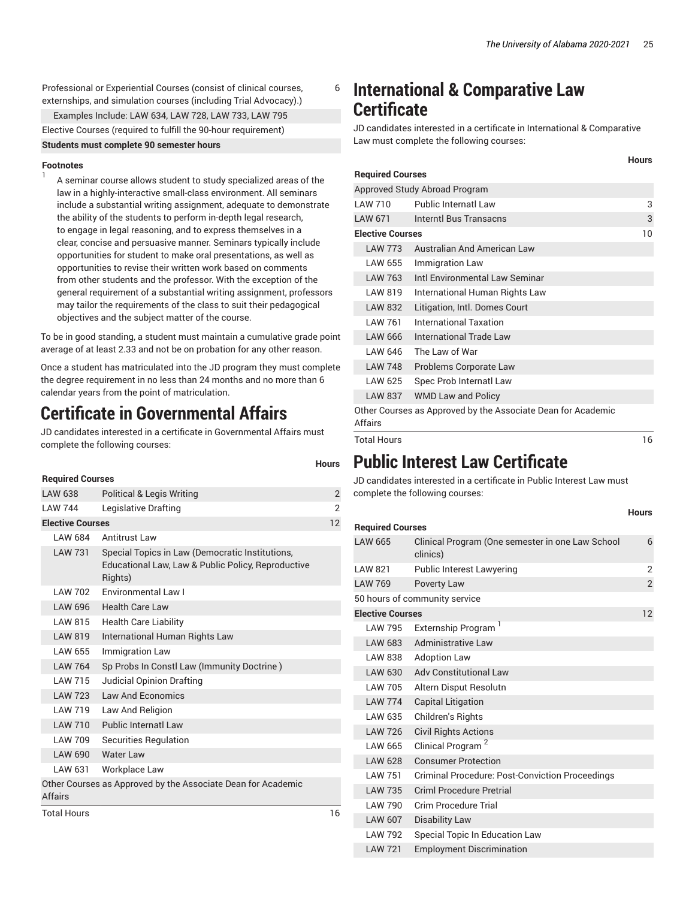| | | |
|---|---|---|
| Professional or Experiential Courses (consist of clinical courses, externships, and simulation courses (including Trial Advocacy).) | | 6 |
| Examples Include: LAW 634, LAW 728, LAW 733, LAW 795 | | |
| Elective Courses (required to fulfill the 90-hour requirement) | | |
| **Students must complete 90 semester hours** | | |

**Footnotes**

1. A seminar course allows student to study specialized areas of the law in a highly-interactive small-class environment. All seminars include a substantial writing assignment, adequate to demonstrate the ability of the students to perform in-depth legal research, to engage in legal reasoning, and to express themselves in a clear, concise and persuasive manner. Seminars typically include opportunities for student to make oral presentations, as well as opportunities to revise their written work based on comments from other students and the professor. With the exception of the general requirement of a substantial writing assignment, professors may tailor the requirements of the class to suit their pedagogical objectives and the subject matter of the course.

To be in good standing, a student must maintain a cumulative grade point average of at least 2.33 and not be on probation for any other reason.

Once a student has matriculated into the JD program they must complete the degree requirement in no less than 24 months and no more than 6 calendar years from the point of matriculation.

# Certificate in Governmental Affairs

JD candidates interested in a certificate in Governmental Affairs must complete the following courses:

| | | Hours |
|---|---|---|
| **Required Courses** | | |
| LAW 638 | Political & Legis Writing | 2 |
| LAW 744 | Legislative Drafting | 2 |
| **Elective Courses** | | 12 |
| LAW 684 | Antitrust Law | |
| LAW 731 | Special Topics in Law (Democratic Institutions, Educational Law, Law & Public Policy, Reproductive Rights) | |
| LAW 702 | Environmental Law I | |
| LAW 696 | Health Care Law | |
| LAW 815 | Health Care Liability | |
| LAW 819 | International Human Rights Law | |
| LAW 655 | Immigration Law | |
| LAW 764 | Sp Probs In Constl Law (Immunity Doctrine ) | |
| LAW 715 | Judicial Opinion Drafting | |
| LAW 723 | Law And Economics | |
| LAW 719 | Law And Religion | |
| LAW 710 | Public Internatl Law | |
| LAW 709 | Securities Regulation | |
| LAW 690 | Water Law | |
| LAW 631 | Workplace Law | |
| Other Courses as Approved by the Associate Dean for Academic Affairs | | |
| Total Hours | | 16 |

# International & Comparative Law Certificate

JD candidates interested in a certificate in International & Comparative Law must complete the following courses:

| | | Hours |
|---|---|---|
| **Required Courses** | | |
| Approved Study Abroad Program | | |
| LAW 710 | Public Internatl Law | 3 |
| LAW 671 | Interntl Bus Transacns | 3 |
| **Elective Courses** | | 10 |
| LAW 773 | Australian And American Law | |
| LAW 655 | Immigration Law | |
| LAW 763 | Intl Environmental Law Seminar | |
| LAW 819 | International Human Rights Law | |
| LAW 832 | Litigation, Intl. Domes Court | |
| LAW 761 | International Taxation | |
| LAW 666 | International Trade Law | |
| LAW 646 | The Law of War | |
| LAW 748 | Problems Corporate Law | |
| LAW 625 | Spec Prob Internatl Law | |
| LAW 837 | WMD Law and Policy | |
| Other Courses as Approved by the Associate Dean for Academic Affairs | | |
| Total Hours | | 16 |

# Public Interest Law Certificate

JD candidates interested in a certificate in Public Interest Law must complete the following courses:

| | | Hours |
|---|---|---|
| **Required Courses** | | |
| LAW 665 | Clinical Program (One semester in one Law School clinics) | 6 |
| LAW 821 | Public Interest Lawyering | 2 |
| LAW 769 | Poverty Law | 2 |
| 50 hours of community service | | |
| **Elective Courses** | | 12 |
| LAW 795 | Externship Program [1] | |
| LAW 683 | Administrative Law | |
| LAW 838 | Adoption Law | |
| LAW 630 | Adv Constitutional Law | |
| LAW 705 | Altern Disput Resolutn | |
| LAW 774 | Capital Litigation | |
| LAW 635 | Children's Rights | |
| LAW 726 | Civil Rights Actions | |
| LAW 665 | Clinical Program [2] | |
| LAW 628 | Consumer Protection | |
| LAW 751 | Criminal Procedure: Post-Conviction Proceedings | |
| LAW 735 | Criml Procedure Pretrial | |
| LAW 790 | Crim Procedure Trial | |
| LAW 607 | Disability Law | |
| LAW 792 | Special Topic In Education Law | |
| LAW 721 | Employment Discrimination | |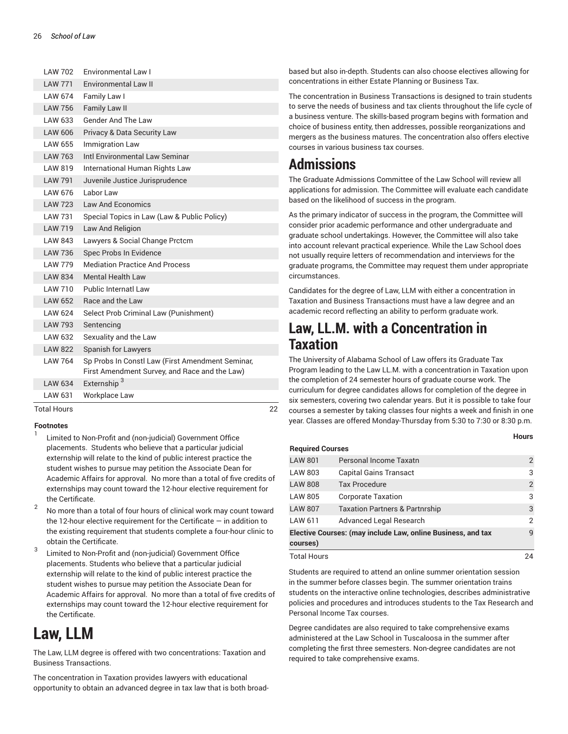| | | |
|---|---|---|
| LAW 702 | Environmental Law I | |
| LAW 771 | Environmental Law II | |
| LAW 674 | Family Law I | |
| LAW 756 | Family Law II | |
| LAW 633 | Gender And The Law | |
| LAW 606 | Privacy & Data Security Law | |
| LAW 655 | Immigration Law | |
| LAW 763 | Intl Environmental Law Seminar | |
| LAW 819 | International Human Rights Law | |
| LAW 791 | Juvenile Justice Jurisprudence | |
| LAW 676 | Labor Law | |
| LAW 723 | Law And Economics | |
| LAW 731 | Special Topics in Law (Law & Public Policy) | |
| LAW 719 | Law And Religion | |
| LAW 843 | Lawyers & Social Change Prctcm | |
| LAW 736 | Spec Probs In Evidence | |
| LAW 779 | Mediation Practice And Process | |
| LAW 834 | Mental Health Law | |
| LAW 710 | Public Internatl Law | |
| LAW 652 | Race and the Law | |
| LAW 624 | Select Prob Criminal Law (Punishment) | |
| LAW 793 | Sentencing | |
| LAW 632 | Sexuality and the Law | |
| LAW 822 | Spanish for Lawyers | |
| LAW 764 | Sp Probs In Constl Law (First Amendment Seminar, First Amendment Survey, and Race and the Law) | |
| LAW 634 | Externship [3] | |
| LAW 631 | Workplace Law | |
| Total Hours | | 22 |

**Footnotes**

1. Limited to Non-Profit and (non-judicial) Government Office placements. Students who believe that a particular judicial externship will relate to the kind of public interest practice the student wishes to pursue may petition the Associate Dean for Academic Affairs for approval. No more than a total of five credits of externships may count toward the 12-hour elective requirement for the Certificate.
2. No more than a total of four hours of clinical work may count toward the 12-hour elective requirement for the Certificate — in addition to the existing requirement that students complete a four-hour clinic to obtain the Certificate.
3. Limited to Non-Profit and (non-judicial) Government Office placements. Students who believe that a particular judicial externship will relate to the kind of public interest practice the student wishes to pursue may petition the Associate Dean for Academic Affairs for approval. No more than a total of five credits of externships may count toward the 12-hour elective requirement for the Certificate.

# Law, LLM

The Law, LLM degree is offered with two concentrations: Taxation and Business Transactions.

The concentration in Taxation provides lawyers with educational opportunity to obtain an advanced degree in tax law that is both broad-based but also in-depth. Students can also choose electives allowing for concentrations in either Estate Planning or Business Tax.

The concentration in Business Transactions is designed to train students to serve the needs of business and tax clients throughout the life cycle of a business venture. The skills-based program begins with formation and choice of business entity, then addresses, possible reorganizations and mergers as the business matures. The concentration also offers elective courses in various business tax courses.

# Admissions

The Graduate Admissions Committee of the Law School will review all applications for admission. The Committee will evaluate each candidate based on the likelihood of success in the program.

As the primary indicator of success in the program, the Committee will consider prior academic performance and other undergraduate and graduate school undertakings. However, the Committee will also take into account relevant practical experience. While the Law School does not usually require letters of recommendation and interviews for the graduate programs, the Committee may request them under appropriate circumstances.

Candidates for the degree of Law, LLM with either a concentration in Taxation and Business Transactions must have a law degree and an academic record reflecting an ability to perform graduate work.

# Law, LL.M. with a Concentration in Taxation

The University of Alabama School of Law offers its Graduate Tax Program leading to the Law LL.M. with a concentration in Taxation upon the completion of 24 semester hours of graduate course work. The curriculum for degree candidates allows for completion of the degree in six semesters, covering two calendar years. But it is possible to take four courses a semester by taking classes four nights a week and finish in one year. Classes are offered Monday-Thursday from 5:30 to 7:30 or 8:30 p.m.

| | | Hours |
|---|---|---|
| **Required Courses** | | |
| LAW 801 | Personal Income Taxatn | 2 |
| LAW 803 | Capital Gains Transact | 3 |
| LAW 808 | Tax Procedure | 2 |
| LAW 805 | Corporate Taxation | 3 |
| LAW 807 | Taxation Partners & Partnrship | 3 |
| LAW 611 | Advanced Legal Research | 2 |
| **Elective Courses: (may include Law, online Business, and tax courses)** | | 9 |
| Total Hours | | 24 |

Students are required to attend an online summer orientation session in the summer before classes begin. The summer orientation trains students on the interactive online technologies, describes administrative policies and procedures and introduces students to the Tax Research and Personal Income Tax courses.

Degree candidates are also required to take comprehensive exams administered at the Law School in Tuscaloosa in the summer after completing the first three semesters. Non-degree candidates are not required to take comprehensive exams.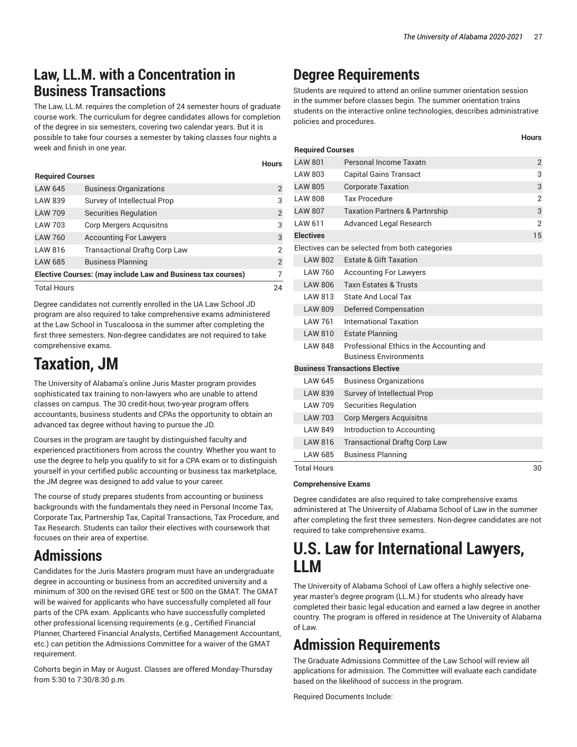# Law, LL.M. with a Concentration in Business Transactions

The Law, LL.M. requires the completion of 24 semester hours of graduate course work. The curriculum for degree candidates allows for completion of the degree in six semesters, covering two calendar years. But it is possible to take four courses a semester by taking classes four nights a week and finish in one year.

| | | Hours |
|---|---|---|
| **Required Courses** | | |
| LAW 645 | Business Organizations | 2 |
| LAW 839 | Survey of Intellectual Prop | 3 |
| LAW 709 | Securities Regulation | 2 |
| LAW 703 | Corp Mergers Acquisitns | 3 |
| LAW 760 | Accounting For Lawyers | 3 |
| LAW 816 | Transactional Draftg Corp Law | 2 |
| LAW 685 | Business Planning | 2 |
| **Elective Courses: (may include Law and Business tax courses)** | | 7 |
| Total Hours | | 24 |

Degree candidates not currently enrolled in the UA Law School JD program are also required to take comprehensive exams administered at the Law School in Tuscaloosa in the summer after completing the first three semesters. Non-degree candidates are not required to take comprehensive exams.

# Taxation, JM

The University of Alabama's online Juris Master program provides sophisticated tax training to non-lawyers who are unable to attend classes on campus. The 30 credit-hour, two-year program offers accountants, business students and CPAs the opportunity to obtain an advanced tax degree without having to pursue the JD.

Courses in the program are taught by distinguished faculty and experienced practitioners from across the country. Whether you want to use the degree to help you qualify to sit for a CPA exam or to distinguish yourself in your certified public accounting or business tax marketplace, the JM degree was designed to add value to your career.

The course of study prepares students from accounting or business backgrounds with the fundamentals they need in Personal Income Tax, Corporate Tax, Partnership Tax, Capital Transactions, Tax Procedure, and Tax Research. Students can tailor their electives with coursework that focuses on their area of expertise.

## Admissions

Candidates for the Juris Masters program must have an undergraduate degree in accounting or business from an accredited university and a minimum of 300 on the revised GRE test or 500 on the GMAT. The GMAT will be waived for applicants who have successfully completed all four parts of the CPA exam. Applicants who have successfully completed other professional licensing requirements (e.g., Certified Financial Planner, Chartered Financial Analysts, Certified Management Accountant, etc.) can petition the Admissions Committee for a waiver of the GMAT requirement.

Cohorts begin in May or August. Classes are offered Monday-Thursday from 5:30 to 7:30/8:30 p.m.

## Degree Requirements

Students are required to attend an online summer orientation session in the summer before classes begin. The summer orientation trains students on the interactive online technologies, describes administrative policies and procedures.

| | | Hours |
|---|---|---|
| **Required Courses** | | |
| LAW 801 | Personal Income Taxatn | 2 |
| LAW 803 | Capital Gains Transact | 3 |
| LAW 805 | Corporate Taxation | 3 |
| LAW 808 | Tax Procedure | 2 |
| LAW 807 | Taxation Partners & Partnrship | 3 |
| LAW 611 | Advanced Legal Research | 2 |
| **Electives** | | 15 |
| Electives can be selected from both categories | | |
| LAW 802 | Estate & Gift Taxation | |
| LAW 760 | Accounting For Lawyers | |
| LAW 806 | Taxn Estates & Trusts | |
| LAW 813 | State And Local Tax | |
| LAW 809 | Deferred Compensation | |
| LAW 761 | International Taxation | |
| LAW 810 | Estate Planning | |
| LAW 848 | Professional Ethics in the Accounting and Business Environments | |
| **Business Transactions Elective** | | |
| LAW 645 | Business Organizations | |
| LAW 839 | Survey of Intellectual Prop | |
| LAW 709 | Securities Regulation | |
| LAW 703 | Corp Mergers Acquisitns | |
| LAW 849 | Introduction to Accounting | |
| LAW 816 | Transactional Draftg Corp Law | |
| LAW 685 | Business Planning | |
| Total Hours | | 30 |

**Comprehensive Exams**

Degree candidates are also required to take comprehensive exams administered at The University of Alabama School of Law in the summer after completing the first three semesters. Non-degree candidates are not required to take comprehensive exams.

# U.S. Law for International Lawyers, LLM

The University of Alabama School of Law offers a highly selective one-year master's degree program (LL.M.) for students who already have completed their basic legal education and earned a law degree in another country. The program is offered in residence at The University of Alabama of Law.

## Admission Requirements

The Graduate Admissions Committee of the Law School will review all applications for admission. The Committee will evaluate each candidate based on the likelihood of success in the program.

Required Documents Include: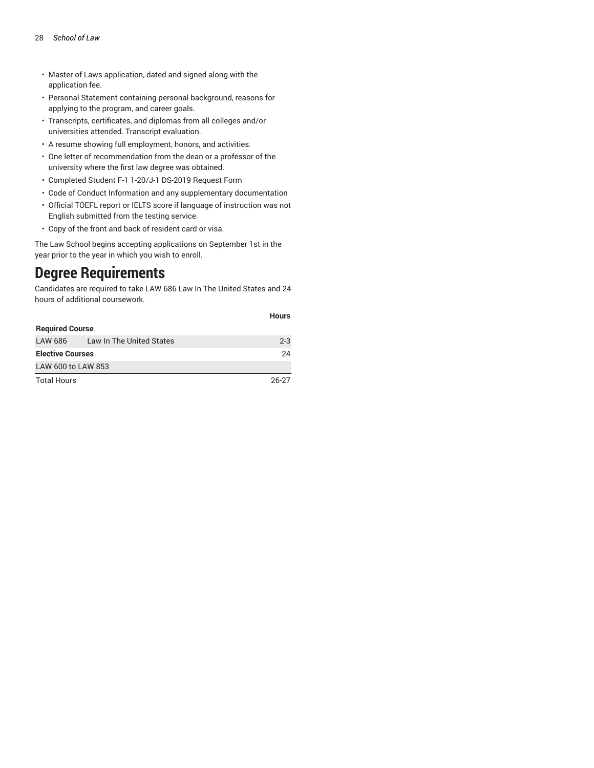- Master of Laws application, dated and signed along with the application fee.
- Personal Statement containing personal background, reasons for applying to the program, and career goals.
- Transcripts, certificates, and diplomas from all colleges and/or universities attended. Transcript evaluation.
- A resume showing full employment, honors, and activities.
- One letter of recommendation from the dean or a professor of the university where the first law degree was obtained.
- Completed Student F-1 1-20/J-1 DS-2019 Request Form
- Code of Conduct Information and any supplementary documentation
- Official TOEFL report or IELTS score if language of instruction was not English submitted from the testing service.
- Copy of the front and back of resident card or visa.

The Law School begins accepting applications on September 1st in the year prior to the year in which you wish to enroll.

# Degree Requirements

Candidates are required to take LAW 686 Law In The United States and 24 hours of additional coursework.

| | | Hours |
|---|---|---|
| **Required Course** | | |
| LAW 686 | Law In The United States | 2-3 |
| **Elective Courses** | | 24 |
| LAW 600 to LAW 853 | | |
| Total Hours | | 26-27 |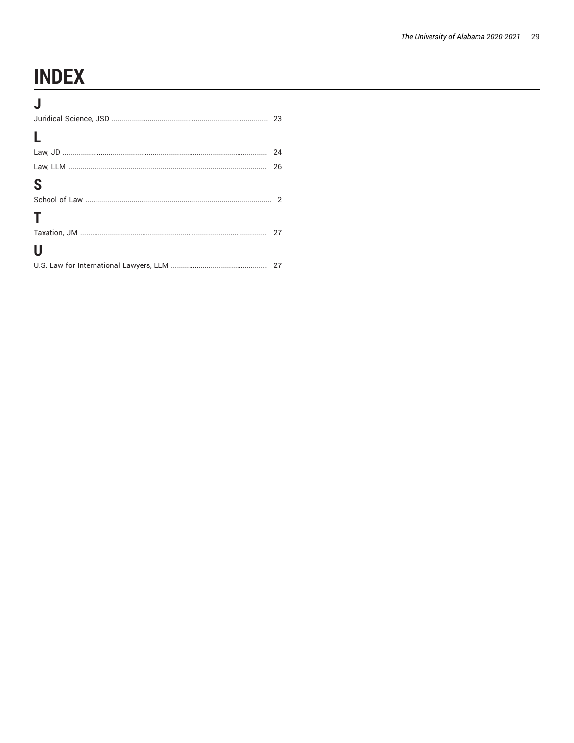# INDEX

## J

Juridical Science, JSD ............................................................................ 23

## L

Law, JD .................................................................................................... 24

Law, LLM ................................................................................................. 26

## S

School of Law ............................................................................................ 2

## T

Taxation, JM ............................................................................................ 27

## U

U.S. Law for International Lawyers, LLM ............................................... 27